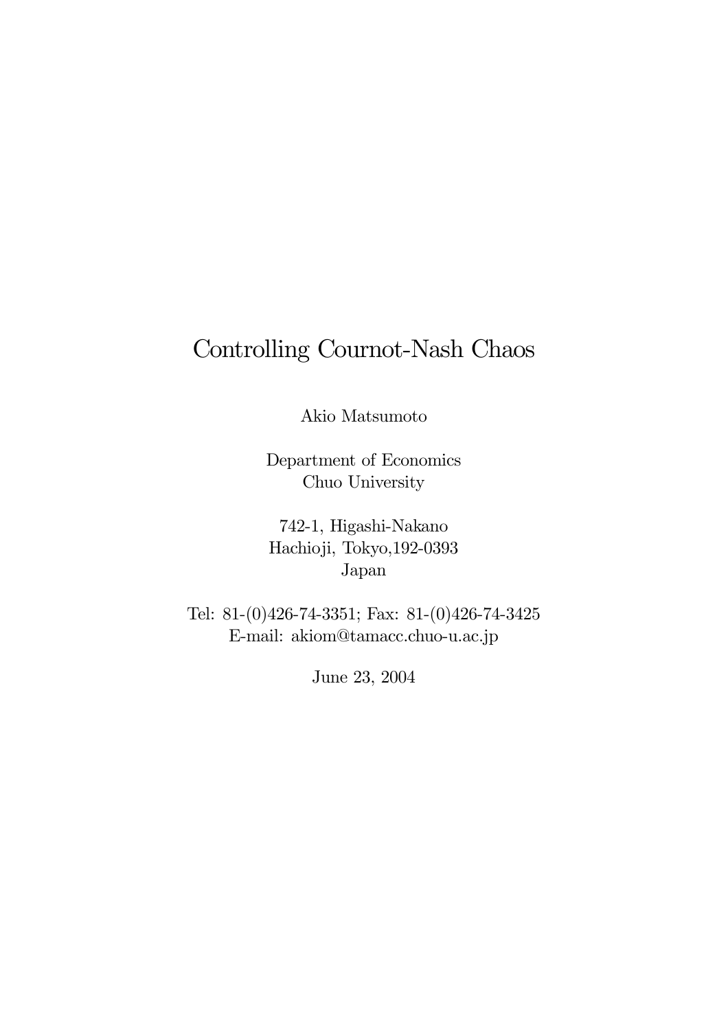# Controlling Cournot-Nash Chaos

Akio Matsumoto

Department of Economics
Chuo University

742-1, Higashi-Nakano
Hachioji, Tokyo,192-0393
Japan

Tel: 81-(0)426-74-3351; Fax: 81-(0)426-74-3425
E-mail: akiom@tamacc.chuo-u.ac.jp

June 23, 2004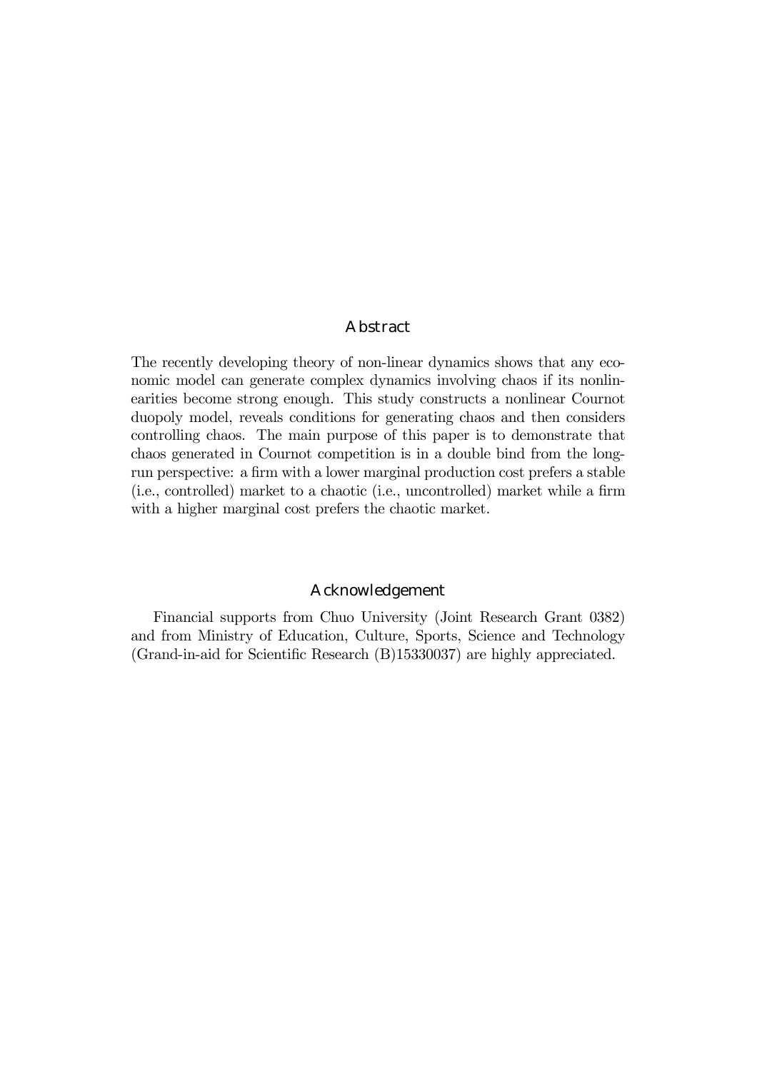## Abstract

The recently developing theory of non-linear dynamics shows that any economic model can generate complex dynamics involving chaos if its nonlinearities become strong enough. This study constructs a nonlinear Cournot duopoly model, reveals conditions for generating chaos and then considers controlling chaos. The main purpose of this paper is to demonstrate that chaos generated in Cournot competition is in a double bind from the long-run perspective: a firm with a lower marginal production cost prefers a stable (i.e., controlled) market to a chaotic (i.e., uncontrolled) market while a firm with a higher marginal cost prefers the chaotic market.

## Acknowledgement

Financial supports from Chuo University (Joint Research Grant 0382) and from Ministry of Education, Culture, Sports, Science and Technology (Grand-in-aid for Scientific Research (B)15330037) are highly appreciated.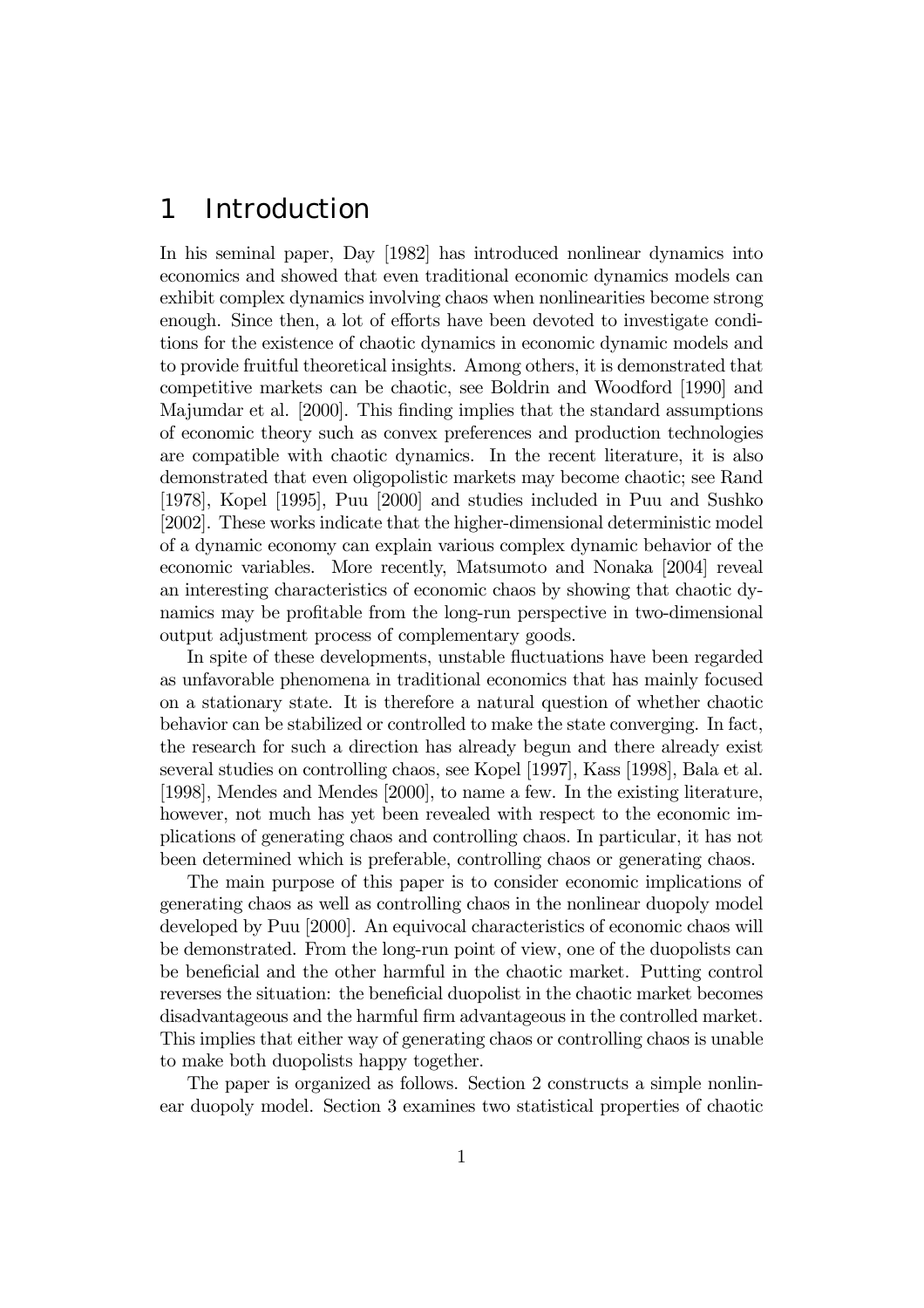# 1 Introduction

In his seminal paper, Day [1982] has introduced nonlinear dynamics into economics and showed that even traditional economic dynamics models can exhibit complex dynamics involving chaos when nonlinearities become strong enough. Since then, a lot of efforts have been devoted to investigate conditions for the existence of chaotic dynamics in economic dynamic models and to provide fruitful theoretical insights. Among others, it is demonstrated that competitive markets can be chaotic, see Boldrin and Woodford [1990] and Majumdar et al. [2000]. This finding implies that the standard assumptions of economic theory such as convex preferences and production technologies are compatible with chaotic dynamics. In the recent literature, it is also demonstrated that even oligopolistic markets may become chaotic; see Rand [1978], Kopel [1995], Puu [2000] and studies included in Puu and Sushko [2002]. These works indicate that the higher-dimensional deterministic model of a dynamic economy can explain various complex dynamic behavior of the economic variables. More recently, Matsumoto and Nonaka [2004] reveal an interesting characteristics of economic chaos by showing that chaotic dynamics may be profitable from the long-run perspective in two-dimensional output adjustment process of complementary goods.

In spite of these developments, unstable fluctuations have been regarded as unfavorable phenomena in traditional economics that has mainly focused on a stationary state. It is therefore a natural question of whether chaotic behavior can be stabilized or controlled to make the state converging. In fact, the research for such a direction has already begun and there already exist several studies on controlling chaos, see Kopel [1997], Kass [1998], Bala et al. [1998], Mendes and Mendes [2000], to name a few. In the existing literature, however, not much has yet been revealed with respect to the economic implications of generating chaos and controlling chaos. In particular, it has not been determined which is preferable, controlling chaos or generating chaos.

The main purpose of this paper is to consider economic implications of generating chaos as well as controlling chaos in the nonlinear duopoly model developed by Puu [2000]. An equivocal characteristics of economic chaos will be demonstrated. From the long-run point of view, one of the duopolists can be beneficial and the other harmful in the chaotic market. Putting control reverses the situation: the beneficial duopolist in the chaotic market becomes disadvantageous and the harmful firm advantageous in the controlled market. This implies that either way of generating chaos or controlling chaos is unable to make both duopolists happy together.

The paper is organized as follows. Section 2 constructs a simple nonlinear duopoly model. Section 3 examines two statistical properties of chaotic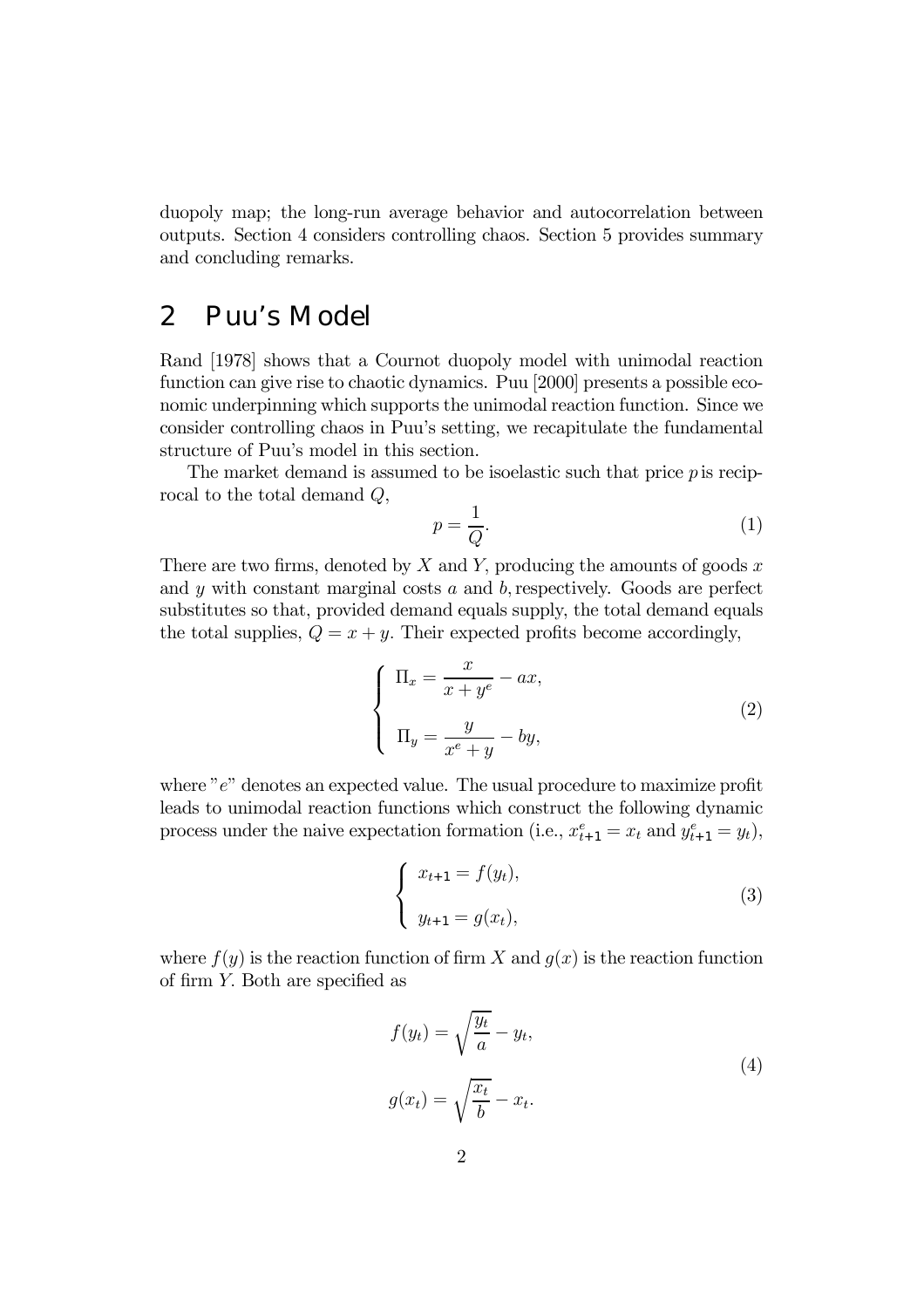duopoly map; the long-run average behavior and autocorrelation between outputs. Section 4 considers controlling chaos. Section 5 provides summary and concluding remarks.

## 2 Puu's Model

Rand [1978] shows that a Cournot duopoly model with unimodal reaction function can give rise to chaotic dynamics. Puu [2000] presents a possible economic underpinning which supports the unimodal reaction function. Since we consider controlling chaos in Puu's setting, we recapitulate the fundamental structure of Puu's model in this section.

The market demand is assumed to be isoelastic such that price $p$ is reciprocal to the total demand $Q$,

$$p = \frac{1}{Q}. \tag{1}$$

There are two firms, denoted by $X$ and $Y$, producing the amounts of goods $x$ and $y$ with constant marginal costs $a$ and $b$, respectively. Goods are perfect substitutes so that, provided demand equals supply, the total demand equals the total supplies, $Q = x + y$. Their expected profits become accordingly,

$$\begin{cases} \Pi_x = \dfrac{x}{x + y^e} - ax, \\[2ex] \Pi_y = \dfrac{y}{x^e + y} - by, \end{cases} \tag{2}$$

where "$e$" denotes an expected value. The usual procedure to maximize profit leads to unimodal reaction functions which construct the following dynamic process under the naive expectation formation (i.e., $x^e_{t+1} = x_t$ and $y^e_{t+1} = y_t$),

$$\begin{cases} x_{t+1} = f(y_t), \\[2ex] y_{t+1} = g(x_t), \end{cases} \tag{3}$$

where $f(y)$ is the reaction function of firm $X$ and $g(x)$ is the reaction function of firm $Y$. Both are specified as

$$\begin{aligned} f(y_t) &= \sqrt{\frac{y_t}{a}} - y_t, \\[2ex] g(x_t) &= \sqrt{\frac{x_t}{b}} - x_t. \end{aligned} \tag{4}$$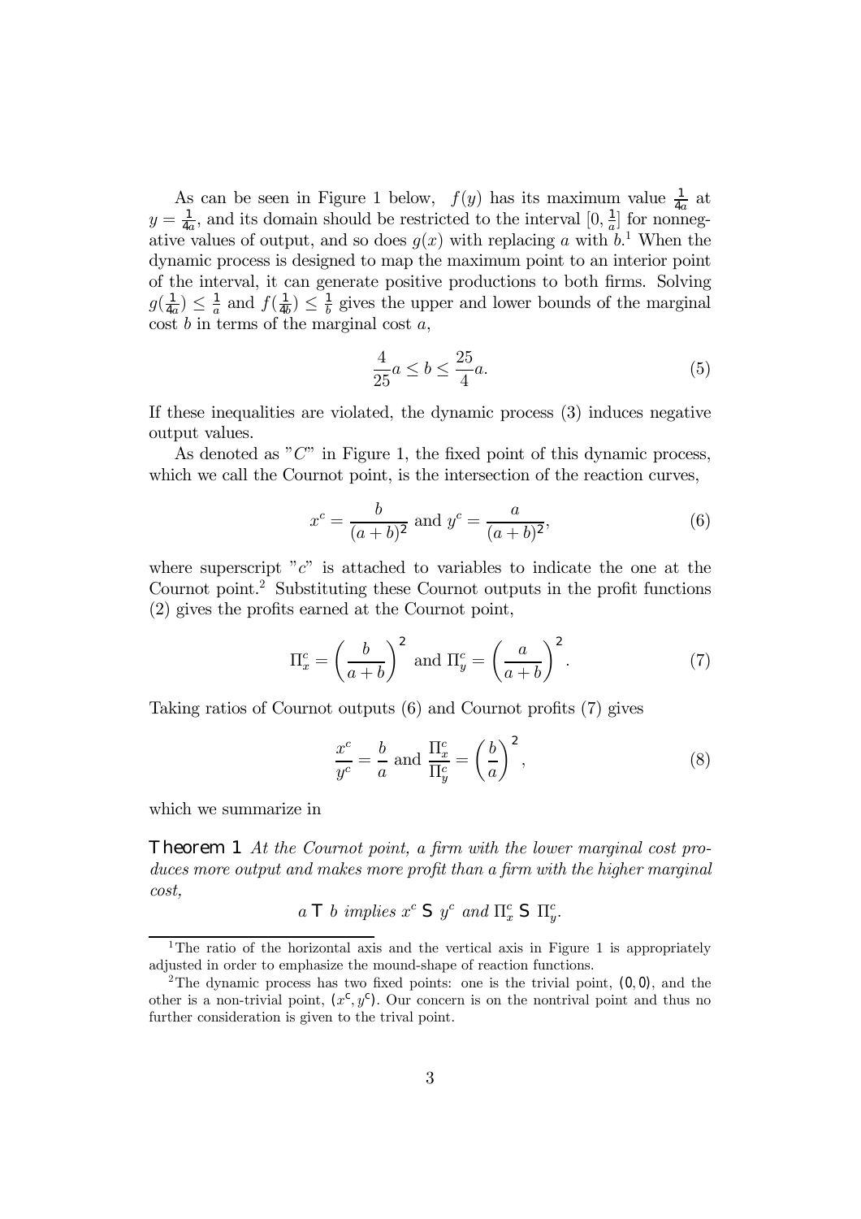As can be seen in Figure 1 below, $f(y)$ has its maximum value $\frac{1}{4a}$ at $y = \frac{1}{4a}$, and its domain should be restricted to the interval $[0, \frac{1}{a}]$ for nonnegative values of output, and so does $g(x)$ with replacing $a$ with $b$.[1] When the dynamic process is designed to map the maximum point to an interior point of the interval, it can generate positive productions to both firms. Solving $g(\frac{1}{4a}) \leq \frac{1}{a}$ and $f(\frac{1}{4b}) \leq \frac{1}{b}$ gives the upper and lower bounds of the marginal cost $b$ in terms of the marginal cost $a$,

$$\frac{4}{25}a \leq b \leq \frac{25}{4}a. \tag{5}$$

If these inequalities are violated, the dynamic process (3) induces negative output values.

As denoted as "$C$" in Figure 1, the fixed point of this dynamic process, which we call the Cournot point, is the intersection of the reaction curves,

$$x^c = \frac{b}{(a+b)^2} \text{ and } y^c = \frac{a}{(a+b)^2}, \tag{6}$$

where superscript "$c$" is attached to variables to indicate the one at the Cournot point.[2] Substituting these Cournot outputs in the profit functions (2) gives the profits earned at the Cournot point,

$$\Pi_x^c = \left(\frac{b}{a+b}\right)^2 \text{ and } \Pi_y^c = \left(\frac{a}{a+b}\right)^2. \tag{7}$$

Taking ratios of Cournot outputs (6) and Cournot profits (7) gives

$$\frac{x^c}{y^c} = \frac{b}{a} \text{ and } \frac{\Pi_x^c}{\Pi_y^c} = \left(\frac{b}{a}\right)^2, \tag{8}$$

which we summarize in

**Theorem 1** *At the Cournot point, a firm with the lower marginal cost produces more output and makes more profit than a firm with the higher marginal cost,*

$$a \lesseqgtr b \text{ implies } x^c \gtreqless y^c \text{ and } \Pi_x^c \gtreqless \Pi_y^c.$$

---

[1] The ratio of the horizontal axis and the vertical axis in Figure 1 is appropriately adjusted in order to emphasize the mound-shape of reaction functions.

[2] The dynamic process has two fixed points: one is the trivial point, $(0, 0)$, and the other is a non-trivial point, $(x^c, y^c)$. Our concern is on the nontrival point and thus no further consideration is given to the trival point.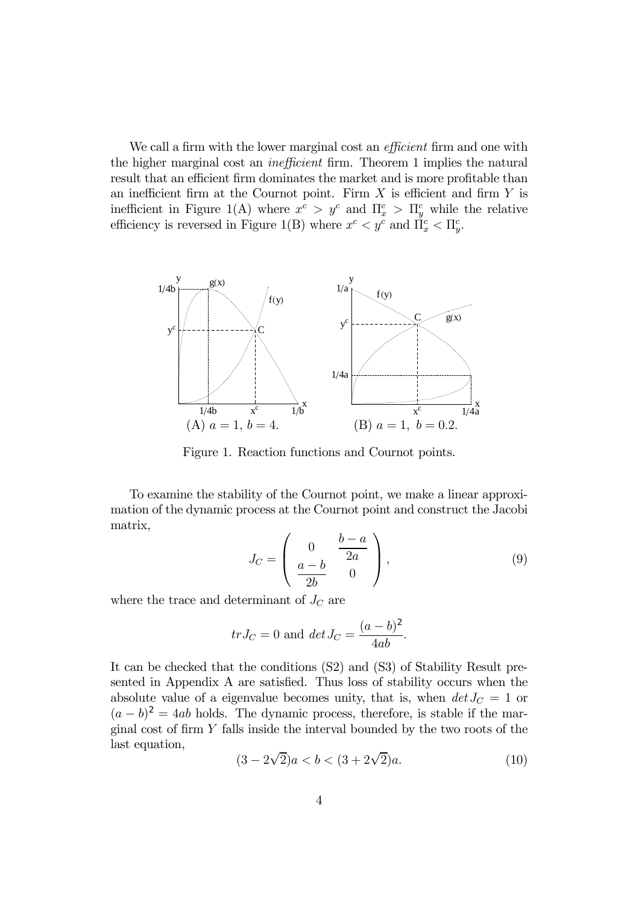We call a firm with the lower marginal cost an *efficient* firm and one with the higher marginal cost an *inefficient* firm. Theorem 1 implies the natural result that an efficient firm dominates the market and is more profitable than an inefficient firm at the Cournot point. Firm $X$ is efficient and firm $Y$ is inefficient in Figure 1(A) where $x^c > y^c$ and $\Pi_x^c > \Pi_y^c$ while the relative efficiency is reversed in Figure 1(B) where $x^c < y^c$ and $\Pi_x^c < \Pi_y^c$.

y
1/4b
g(x)
f(y)
$y^c$
C
1/4b
$x^c$
1/b
x
(A) $a = 1,\ b = 4.$

y
1/a
f(y)
C
g(x)
$y^c$
1/4a
$x^c$
1/4a
x
(B) $a = 1,\ b = 0.2.$

Figure 1. Reaction functions and Cournot points.

To examine the stability of the Cournot point, we make a linear approximation of the dynamic process at the Cournot point and construct the Jacobi matrix,

$$J_C = \begin{pmatrix} 0 & \dfrac{b-a}{2a} \\ \dfrac{a-b}{2b} & 0 \end{pmatrix}, \tag{9}$$

where the trace and determinant of $J_C$ are

$$tr J_C = 0 \text{ and } det J_C = \frac{(a-b)^2}{4ab}.$$

It can be checked that the conditions (S2) and (S3) of Stability Result presented in Appendix A are satisfied. Thus loss of stability occurs when the absolute value of a eigenvalue becomes unity, that is, when $det J_C = 1$ or $(a-b)^2 = 4ab$ holds. The dynamic process, therefore, is stable if the marginal cost of firm $Y$ falls inside the interval bounded by the two roots of the last equation,

$$(3 - 2\sqrt{2})a < b < (3 + 2\sqrt{2})a. \tag{10}$$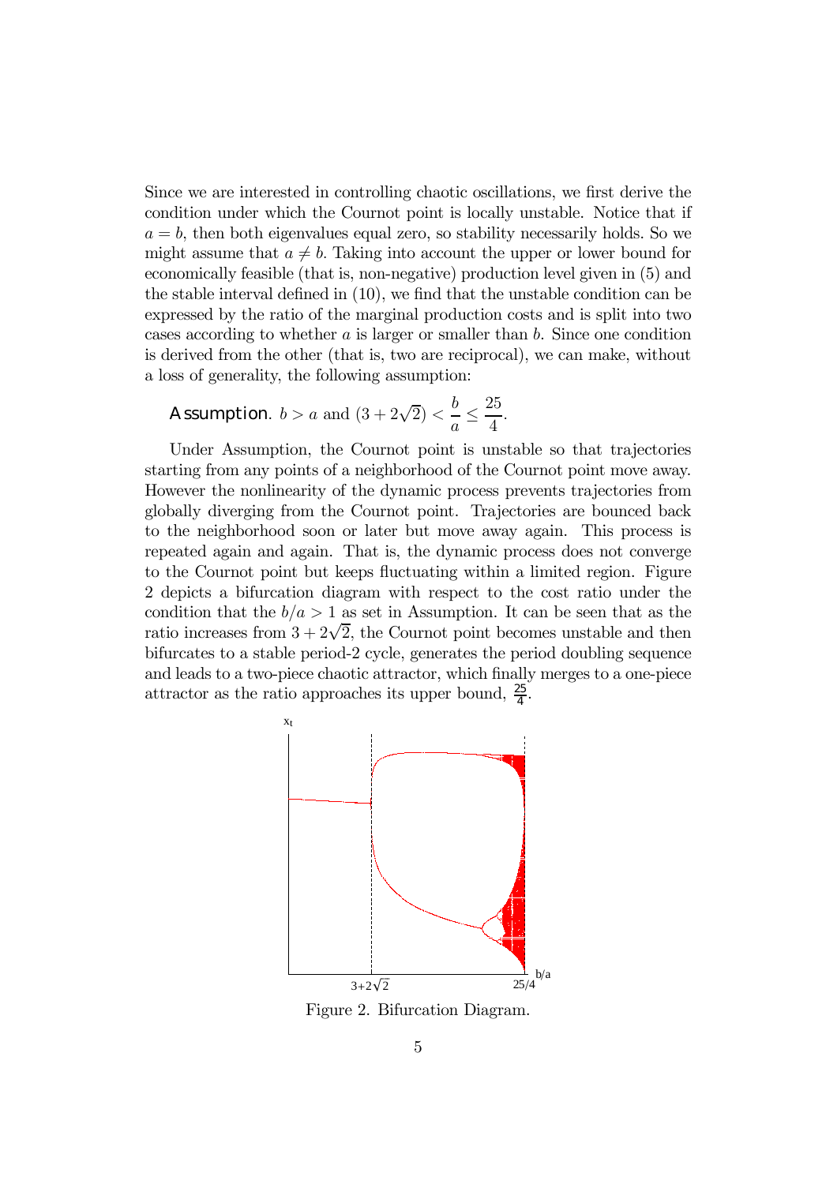Since we are interested in controlling chaotic oscillations, we first derive the condition under which the Cournot point is locally unstable. Notice that if $a = b$, then both eigenvalues equal zero, so stability necessarily holds. So we might assume that $a \neq b$. Taking into account the upper or lower bound for economically feasible (that is, non-negative) production level given in (5) and the stable interval defined in (10), we find that the unstable condition can be expressed by the ratio of the marginal production costs and is split into two cases according to whether $a$ is larger or smaller than $b$. Since one condition is derived from the other (that is, two are reciprocal), we can make, without a loss of generality, the following assumption:

**Assumption**. $b > a$ and $(3 + 2\sqrt{2}) < \dfrac{b}{a} \leq \dfrac{25}{4}$.

Under Assumption, the Cournot point is unstable so that trajectories starting from any points of a neighborhood of the Cournot point move away. However the nonlinearity of the dynamic process prevents trajectories from globally diverging from the Cournot point. Trajectories are bounced back to the neighborhood soon or later but move away again. This process is repeated again and again. That is, the dynamic process does not converge to the Cournot point but keeps fluctuating within a limited region. Figure 2 depicts a bifurcation diagram with respect to the cost ratio under the condition that the $b/a > 1$ as set in Assumption. It can be seen that as the ratio increases from $3 + 2\sqrt{2}$, the Cournot point becomes unstable and then bifurcates to a stable period-2 cycle, generates the period doubling sequence and leads to a two-piece chaotic attractor, which finally merges to a one-piece attractor as the ratio approaches its upper bound, $\frac{25}{4}$.

$x_t$

$3+2\sqrt{2}$

25/4

b/a

Figure 2. Bifurcation Diagram.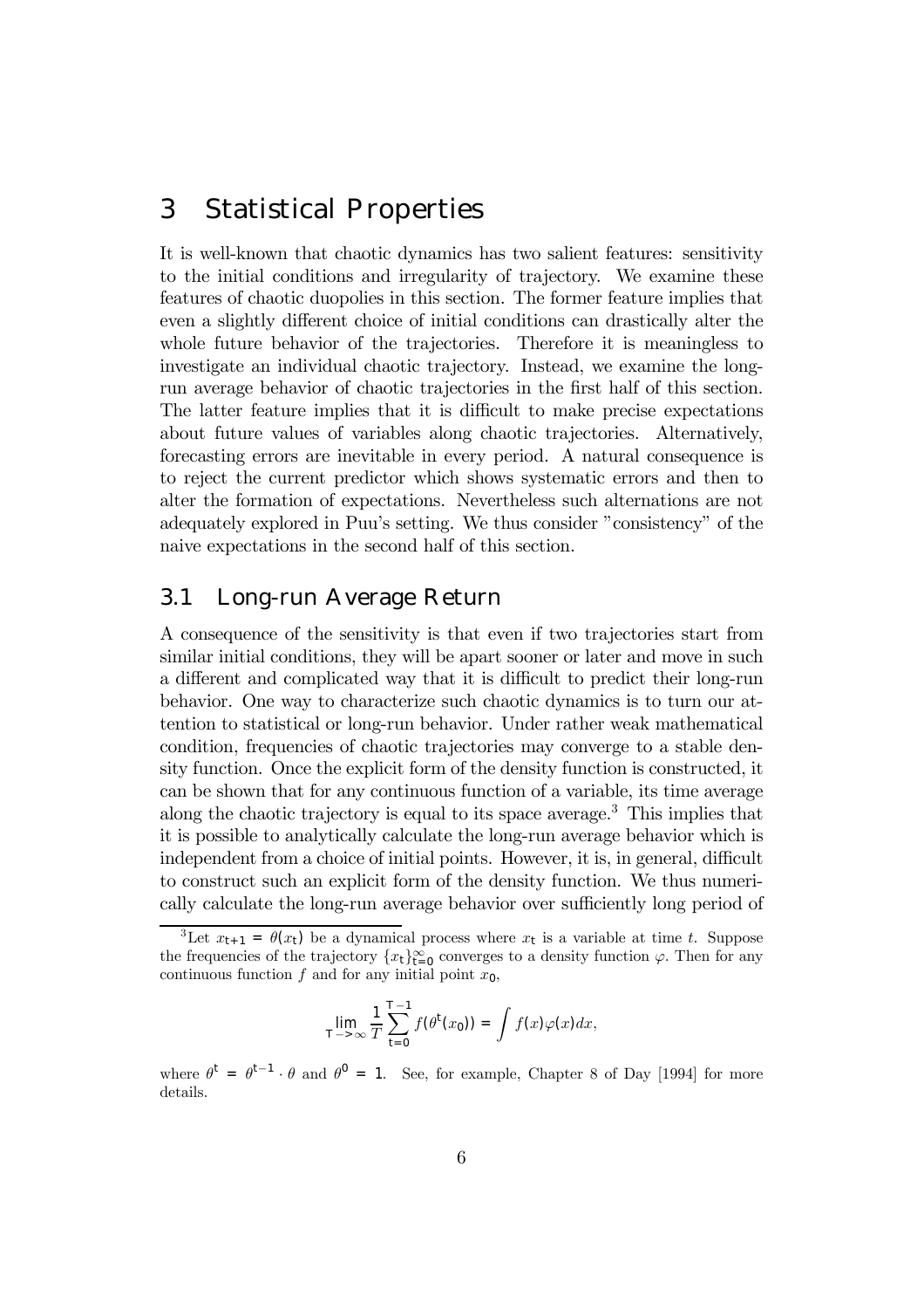# 3 Statistical Properties

It is well-known that chaotic dynamics has two salient features: sensitivity to the initial conditions and irregularity of trajectory. We examine these features of chaotic duopolies in this section. The former feature implies that even a slightly different choice of initial conditions can drastically alter the whole future behavior of the trajectories. Therefore it is meaningless to investigate an individual chaotic trajectory. Instead, we examine the long-run average behavior of chaotic trajectories in the first half of this section. The latter feature implies that it is difficult to make precise expectations about future values of variables along chaotic trajectories. Alternatively, forecasting errors are inevitable in every period. A natural consequence is to reject the current predictor which shows systematic errors and then to alter the formation of expectations. Nevertheless such alternations are not adequately explored in Puu's setting. We thus consider "consistency" of the naive expectations in the second half of this section.

## 3.1 Long-run Average Return

A consequence of the sensitivity is that even if two trajectories start from similar initial conditions, they will be apart sooner or later and move in such a different and complicated way that it is difficult to predict their long-run behavior. One way to characterize such chaotic dynamics is to turn our attention to statistical or long-run behavior. Under rather weak mathematical condition, frequencies of chaotic trajectories may converge to a stable density function. Once the explicit form of the density function is constructed, it can be shown that for any continuous function of a variable, its time average along the chaotic trajectory is equal to its space average.[3] This implies that it is possible to analytically calculate the long-run average behavior which is independent from a choice of initial points. However, it is, in general, difficult to construct such an explicit form of the density function. We thus numerically calculate the long-run average behavior over sufficiently long period of

[3] Let $x_{t+1} = \theta(x_t)$ be a dynamical process where $x_t$ is a variable at time $t$. Suppose the frequencies of the trajectory $\{x_t\}_{t=0}^{\infty}$ converges to a density function $\varphi$. Then for any continuous function $f$ and for any initial point $x_0$,

$$\lim_{T->\infty} \frac{1}{T} \sum_{t=0}^{T-1} f(\theta^t(x_0)) = \int f(x)\varphi(x)dx,$$

where $\theta^t = \theta^{t-1} \cdot \theta$ and $\theta^0 = 1$. See, for example, Chapter 8 of Day [1994] for more details.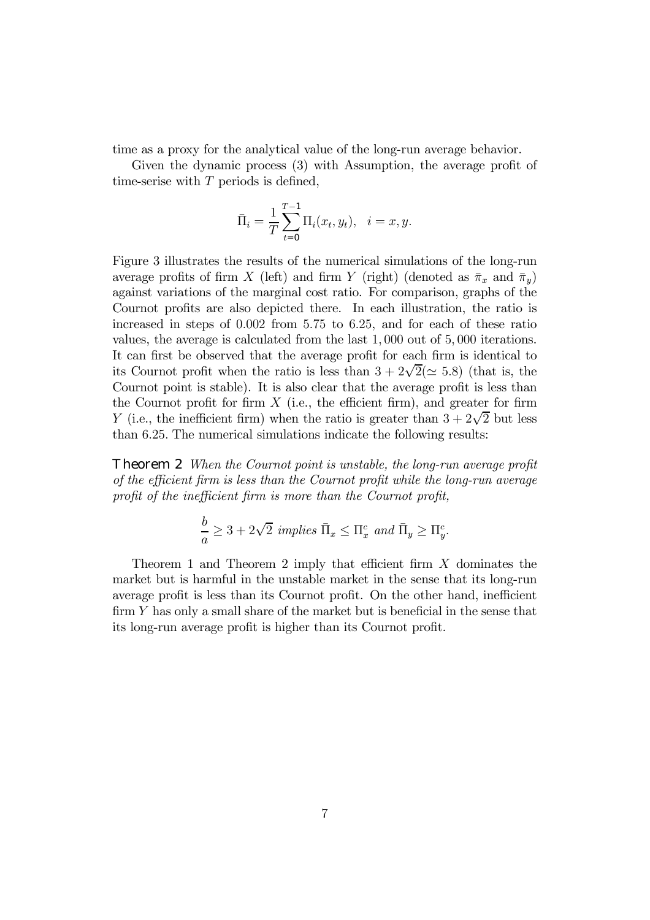time as a proxy for the analytical value of the long-run average behavior.

Given the dynamic process (3) with Assumption, the average profit of time-serise with $T$ periods is defined,

$$\bar{\Pi}_i = \frac{1}{T}\sum_{t=0}^{T-1} \Pi_i(x_t, y_t), \quad i = x, y.$$

Figure 3 illustrates the results of the numerical simulations of the long-run average profits of firm $X$ (left) and firm $Y$ (right) (denoted as $\bar{\pi}_x$ and $\bar{\pi}_y$) against variations of the marginal cost ratio. For comparison, graphs of the Cournot profits are also depicted there. In each illustration, the ratio is increased in steps of 0.002 from 5.75 to 6.25, and for each of these ratio values, the average is calculated from the last 1,000 out of 5,000 iterations. It can first be observed that the average profit for each firm is identical to its Cournot profit when the ratio is less than $3 + 2\sqrt{2} (\simeq 5.8)$ (that is, the Cournot point is stable). It is also clear that the average profit is less than the Cournot profit for firm $X$ (i.e., the efficient firm), and greater for firm $Y$ (i.e., the inefficient firm) when the ratio is greater than $3 + 2\sqrt{2}$ but less than 6.25. The numerical simulations indicate the following results:

**Theorem 2** *When the Cournot point is unstable, the long-run average profit of the efficient firm is less than the Cournot profit while the long-run average profit of the inefficient firm is more than the Cournot profit,*

$$\frac{b}{a} \geq 3 + 2\sqrt{2} \text{ implies } \bar{\Pi}_x \leq \Pi^c_x \text{ and } \bar{\Pi}_y \geq \Pi^c_y.$$

Theorem 1 and Theorem 2 imply that efficient firm $X$ dominates the market but is harmful in the unstable market in the sense that its long-run average profit is less than its Cournot profit. On the other hand, inefficient firm $Y$ has only a small share of the market but is beneficial in the sense that its long-run average profit is higher than its Cournot profit.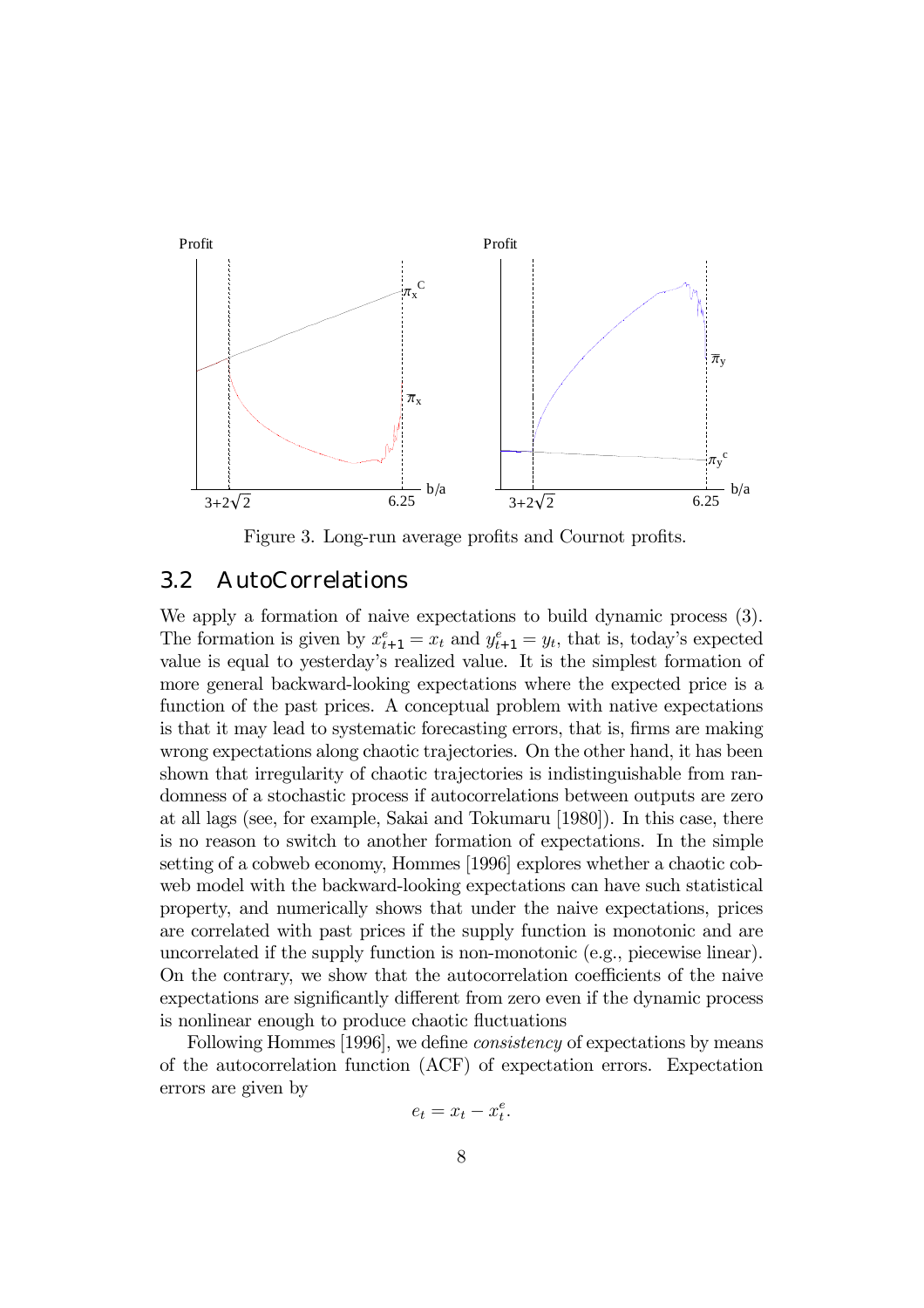Profit

$\pi_x^C$

$\bar{\pi}_x$

$3+2\sqrt{2}$

6.25

b/a

Profit

$\bar{\pi}_y$

$\pi_y^c$

$3+2\sqrt{2}$

6.25

b/a

Figure 3. Long-run average profits and Cournot profits.

## 3.2 AutoCorrelations

We apply a formation of naive expectations to build dynamic process (3). The formation is given by $x_{t+1}^e = x_t$ and $y_{t+1}^e = y_t$, that is, today's expected value is equal to yesterday's realized value. It is the simplest formation of more general backward-looking expectations where the expected price is a function of the past prices. A conceptual problem with native expectations is that it may lead to systematic forecasting errors, that is, firms are making wrong expectations along chaotic trajectories. On the other hand, it has been shown that irregularity of chaotic trajectories is indistinguishable from randomness of a stochastic process if autocorrelations between outputs are zero at all lags (see, for example, Sakai and Tokumaru [1980]). In this case, there is no reason to switch to another formation of expectations. In the simple setting of a cobweb economy, Hommes [1996] explores whether a chaotic cobweb model with the backward-looking expectations can have such statistical property, and numerically shows that under the naive expectations, prices are correlated with past prices if the supply function is monotonic and are uncorrelated if the supply function is non-monotonic (e.g., piecewise linear). On the contrary, we show that the autocorrelation coefficients of the naive expectations are significantly different from zero even if the dynamic process is nonlinear enough to produce chaotic fluctuations

Following Hommes [1996], we define *consistency* of expectations by means of the autocorrelation function (ACF) of expectation errors. Expectation errors are given by

$$e_t = x_t - x_t^e.$$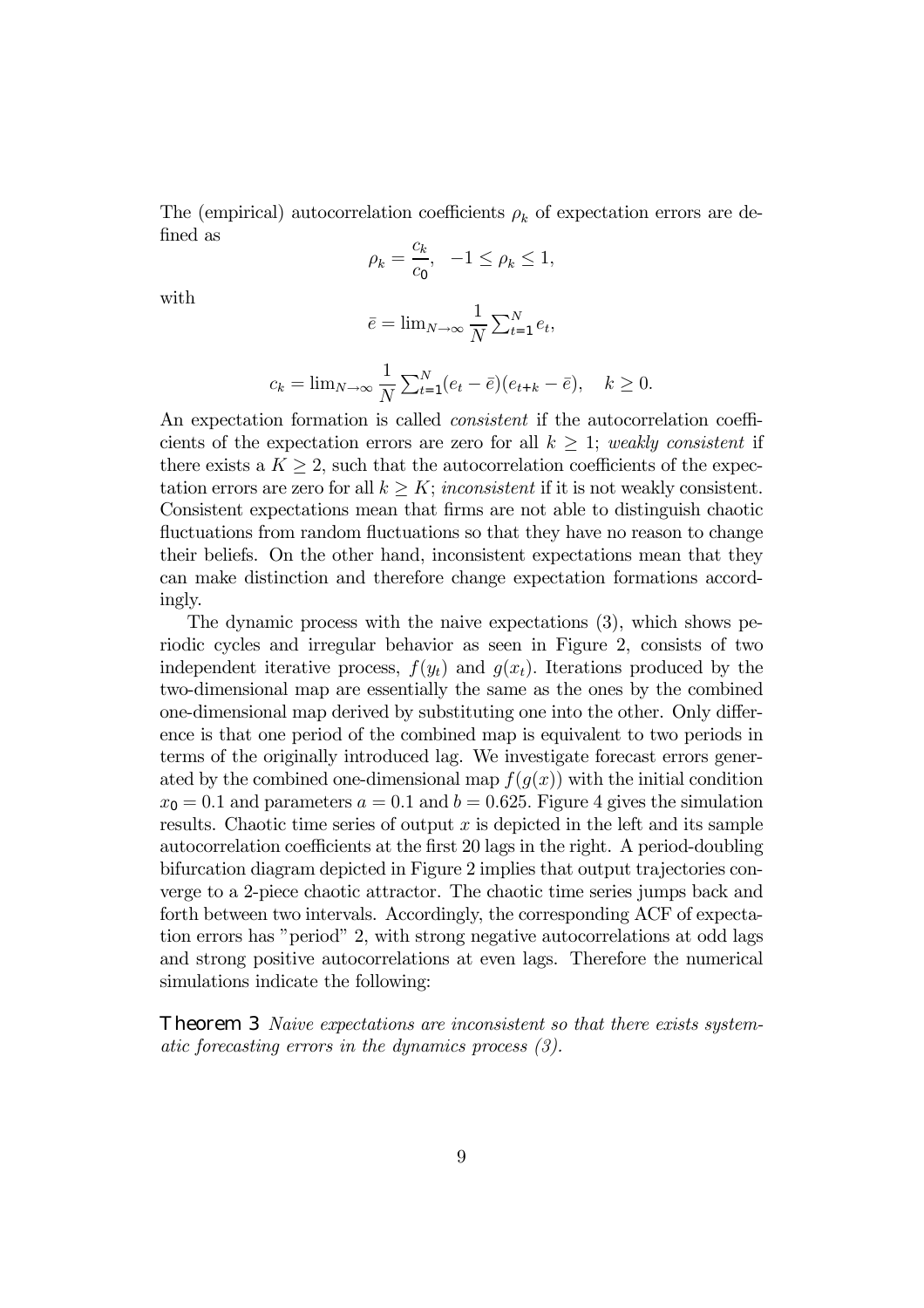The (empirical) autocorrelation coefficients $\rho_k$ of expectation errors are defined as

$$\rho_k = \frac{c_k}{c_0}, \quad -1 \leq \rho_k \leq 1,$$

with

$$\bar{e} = \lim_{N\to\infty} \frac{1}{N} \sum_{t=1}^{N} e_t,$$

$$c_k = \lim_{N\to\infty} \frac{1}{N} \sum_{t=1}^{N} (e_t - \bar{e})(e_{t+k} - \bar{e}), \quad k \geq 0.$$

An expectation formation is called *consistent* if the autocorrelation coefficients of the expectation errors are zero for all $k \geq 1$; *weakly consistent* if there exists a $K \geq 2$, such that the autocorrelation coefficients of the expectation errors are zero for all $k \geq K$; *inconsistent* if it is not weakly consistent. Consistent expectations mean that firms are not able to distinguish chaotic fluctuations from random fluctuations so that they have no reason to change their beliefs. On the other hand, inconsistent expectations mean that they can make distinction and therefore change expectation formations accordingly.

The dynamic process with the naive expectations (3), which shows periodic cycles and irregular behavior as seen in Figure 2, consists of two independent iterative process, $f(y_t)$ and $g(x_t)$. Iterations produced by the two-dimensional map are essentially the same as the ones by the combined one-dimensional map derived by substituting one into the other. Only difference is that one period of the combined map is equivalent to two periods in terms of the originally introduced lag. We investigate forecast errors generated by the combined one-dimensional map $f(g(x))$ with the initial condition $x_0 = 0.1$ and parameters $a = 0.1$ and $b = 0.625$. Figure 4 gives the simulation results. Chaotic time series of output $x$ is depicted in the left and its sample autocorrelation coefficients at the first 20 lags in the right. A period-doubling bifurcation diagram depicted in Figure 2 implies that output trajectories converge to a 2-piece chaotic attractor. The chaotic time series jumps back and forth between two intervals. Accordingly, the corresponding ACF of expectation errors has "period" 2, with strong negative autocorrelations at odd lags and strong positive autocorrelations at even lags. Therefore the numerical simulations indicate the following:

**Theorem 3** *Naive expectations are inconsistent so that there exists systematic forecasting errors in the dynamics process (3).*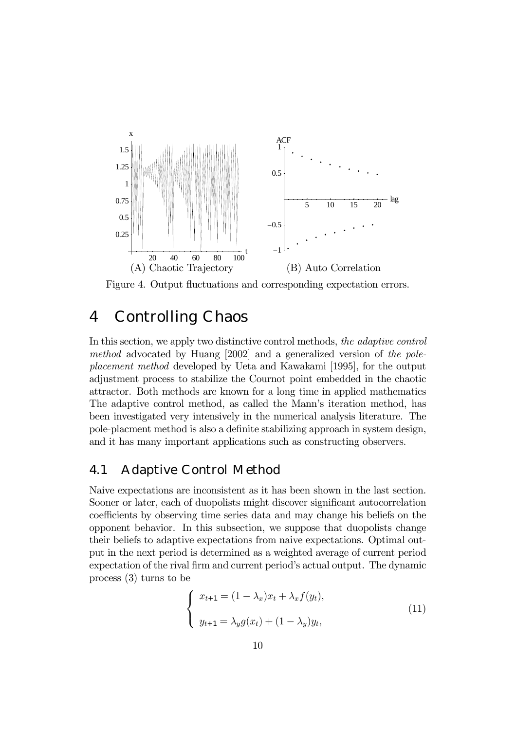x

1.5
1.25
1
0.75
0.5
0.25

20 40 60 80 100 t

(A) Chaotic Trajectory

ACF
1
0.5
−0.5
−1

5 10 15 20 lag

(B) Auto Correlation

Figure 4. Output fluctuations and corresponding expectation errors.

# 4 Controlling Chaos

In this section, we apply two distinctive control methods, *the adaptive control method* advocated by Huang [2002] and a generalized version of *the pole-placement method* developed by Ueta and Kawakami [1995], for the output adjustment process to stabilize the Cournot point embedded in the chaotic attractor. Both methods are known for a long time in applied mathematics The adaptive control method, as called the Mann's iteration method, has been investigated very intensively in the numerical analysis literature. The pole-placment method is also a definite stabilizing approach in system design, and it has many important applications such as constructing observers.

## 4.1 Adaptive Control Method

Naive expectations are inconsistent as it has been shown in the last section. Sooner or later, each of duopolists might discover significant autocorrelation coefficients by observing time series data and may change his beliefs on the opponent behavior. In this subsection, we suppose that duopolists change their beliefs to adaptive expectations from naive expectations. Optimal output in the next period is determined as a weighted average of current period expectation of the rival firm and current period's actual output. The dynamic process (3) turns to be

$$
\begin{cases}
x_{t+1} = (1 - \lambda_x)x_t + \lambda_x f(y_t), \\[2ex]
y_{t+1} = \lambda_y g(x_t) + (1 - \lambda_y)y_t,
\end{cases}
\tag{11}
$$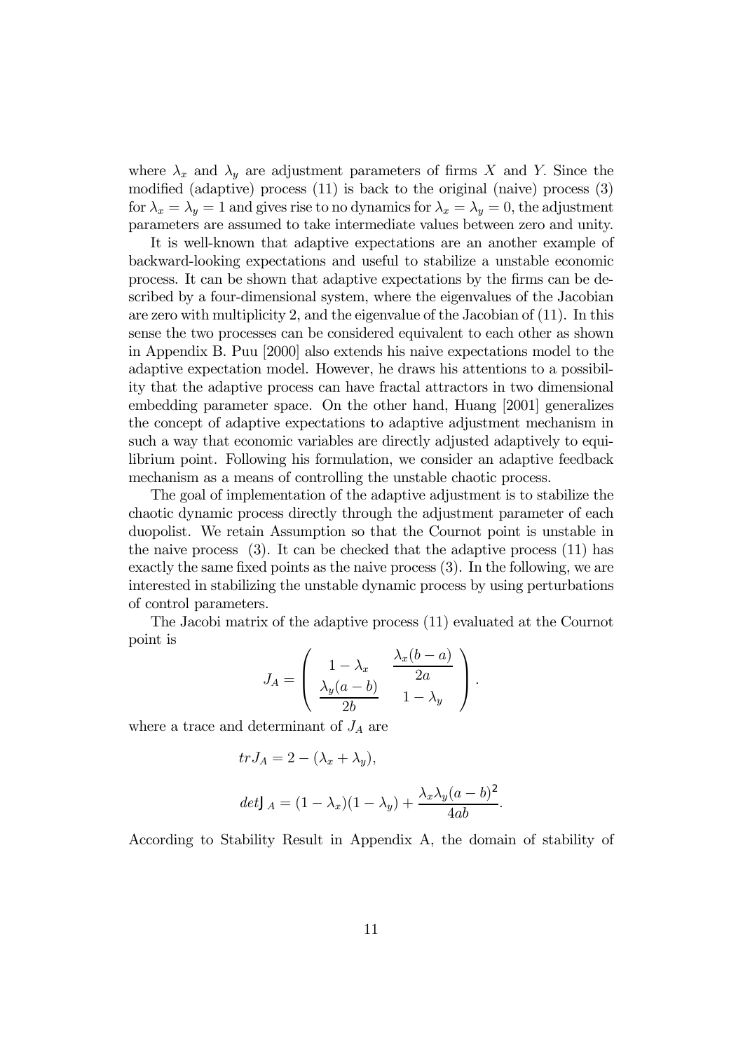where $\lambda_x$ and $\lambda_y$ are adjustment parameters of firms $X$ and $Y$. Since the modified (adaptive) process (11) is back to the original (naive) process (3) for $\lambda_x = \lambda_y = 1$ and gives rise to no dynamics for $\lambda_x = \lambda_y = 0$, the adjustment parameters are assumed to take intermediate values between zero and unity.

It is well-known that adaptive expectations are an another example of backward-looking expectations and useful to stabilize a unstable economic process. It can be shown that adaptive expectations by the firms can be described by a four-dimensional system, where the eigenvalues of the Jacobian are zero with multiplicity 2, and the eigenvalue of the Jacobian of (11). In this sense the two processes can be considered equivalent to each other as shown in Appendix B. Puu [2000] also extends his naive expectations model to the adaptive expectation model. However, he draws his attentions to a possibility that the adaptive process can have fractal attractors in two dimensional embedding parameter space. On the other hand, Huang [2001] generalizes the concept of adaptive expectations to adaptive adjustment mechanism in such a way that economic variables are directly adjusted adaptively to equilibrium point. Following his formulation, we consider an adaptive feedback mechanism as a means of controlling the unstable chaotic process.

The goal of implementation of the adaptive adjustment is to stabilize the chaotic dynamic process directly through the adjustment parameter of each duopolist. We retain Assumption so that the Cournot point is unstable in the naive process (3). It can be checked that the adaptive process (11) has exactly the same fixed points as the naive process (3). In the following, we are interested in stabilizing the unstable dynamic process by using perturbations of control parameters.

The Jacobi matrix of the adaptive process (11) evaluated at the Cournot point is

$$J_A = \begin{pmatrix} 1-\lambda_x & \dfrac{\lambda_x(b-a)}{2a} \\ \dfrac{\lambda_y(a-b)}{2b} & 1-\lambda_y \end{pmatrix}.$$

where a trace and determinant of $J_A$ are

$$trJ_A = 2 - (\lambda_x + \lambda_y),$$

$$detJ_A = (1-\lambda_x)(1-\lambda_y) + \frac{\lambda_x \lambda_y (a-b)^2}{4ab}.$$

According to Stability Result in Appendix A, the domain of stability of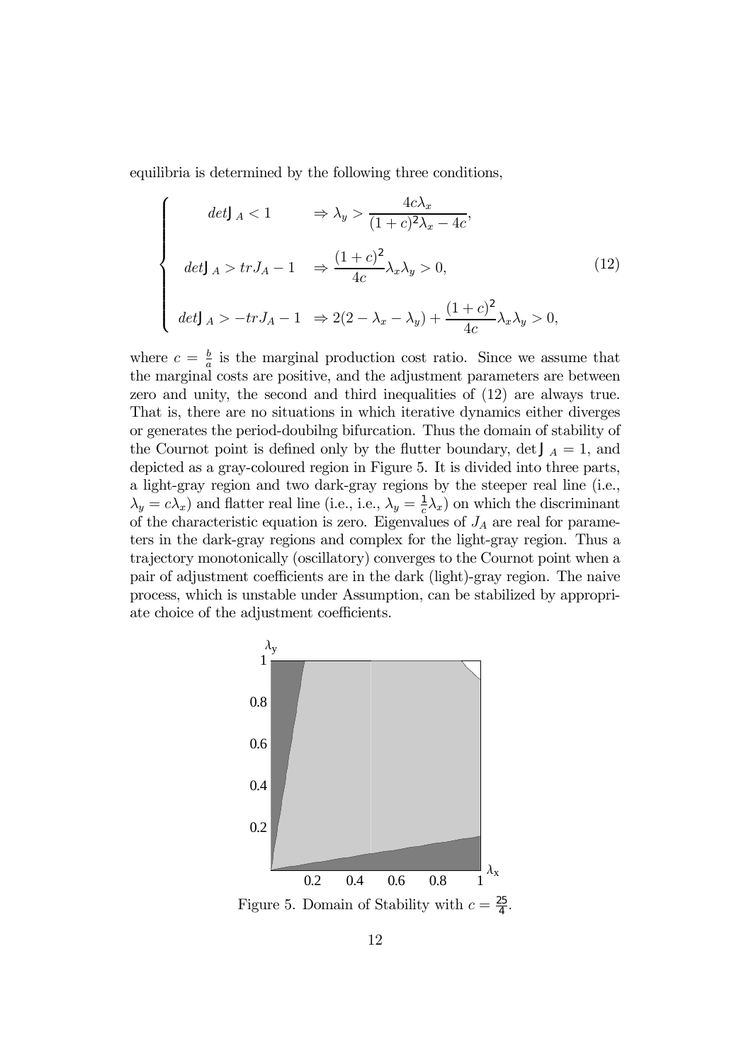equilibria is determined by the following three conditions,

$$
\begin{cases}
\quad det J_A < 1 \qquad \Rightarrow \lambda_y > \dfrac{4c\lambda_x}{(1+c)^2\lambda_x - 4c}, \\[2ex]
det J_A > trJ_A - 1 \quad \Rightarrow \dfrac{(1+c)^2}{4c}\lambda_x\lambda_y > 0, \\[2ex]
det J_A > -trJ_A - 1 \quad \Rightarrow 2(2 - \lambda_x - \lambda_y) + \dfrac{(1+c)^2}{4c}\lambda_x\lambda_y > 0,
\end{cases}
\tag{12}
$$

where $c = \frac{b}{a}$ is the marginal production cost ratio. Since we assume that the marginal costs are positive, and the adjustment parameters are between zero and unity, the second and third inequalities of (12) are always true. That is, there are no situations in which iterative dynamics either diverges or generates the period-doubilng bifurcation. Thus the domain of stability of the Cournot point is defined only by the flutter boundary, $\det J_A = 1$, and depicted as a gray-coloured region in Figure 5. It is divided into three parts, a light-gray region and two dark-gray regions by the steeper real line (i.e., $\lambda_y = c\lambda_x$) and flatter real line (i.e., i.e., $\lambda_y = \frac{1}{c}\lambda_x$) on which the discriminant of the characteristic equation is zero. Eigenvalues of $J_A$ are real for parameters in the dark-gray regions and complex for the light-gray region. Thus a trajectory monotonically (oscillatory) converges to the Cournot point when a pair of adjustment coefficients are in the dark (light)-gray region. The naive process, which is unstable under Assumption, can be stabilized by appropriate choice of the adjustment coefficients.

$\lambda_y$
1
0.8
0.6
0.4
0.2
0.2 0.4 0.6 0.8 1
$\lambda_x$

Figure 5. Domain of Stability with $c = \frac{25}{4}$.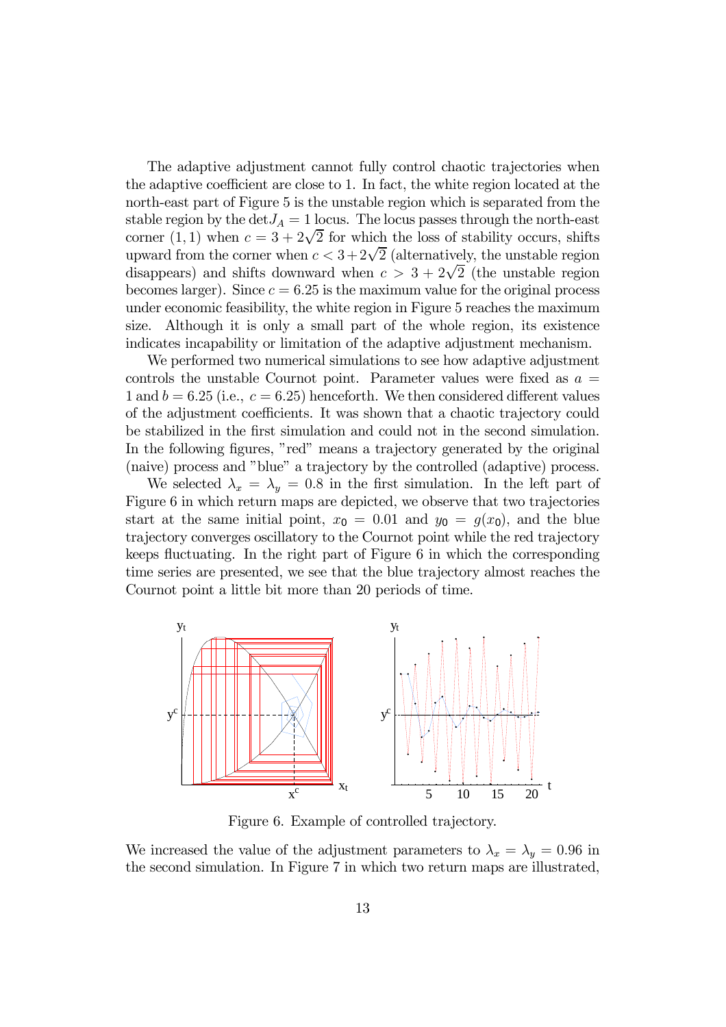The adaptive adjustment cannot fully control chaotic trajectories when the adaptive coefficient are close to 1. In fact, the white region located at the north-east part of Figure 5 is the unstable region which is separated from the stable region by the $\det J_A = 1$ locus. The locus passes through the north-east corner $(1, 1)$ when $c = 3 + 2\sqrt{2}$ for which the loss of stability occurs, shifts upward from the corner when $c < 3+2\sqrt{2}$ (alternatively, the unstable region disappears) and shifts downward when $c > 3 + 2\sqrt{2}$ (the unstable region becomes larger). Since $c = 6.25$ is the maximum value for the original process under economic feasibility, the white region in Figure 5 reaches the maximum size. Although it is only a small part of the whole region, its existence indicates incapability or limitation of the adaptive adjustment mechanism.

We performed two numerical simulations to see how adaptive adjustment controls the unstable Cournot point. Parameter values were fixed as $a = 1$ and $b = 6.25$ (i.e., $c = 6.25$) henceforth. We then considered different values of the adjustment coefficients. It was shown that a chaotic trajectory could be stabilized in the first simulation and could not in the second simulation. In the following figures, "red" means a trajectory generated by the original (naive) process and "blue" a trajectory by the controlled (adaptive) process.

We selected $\lambda_x = \lambda_y = 0.8$ in the first simulation. In the left part of Figure 6 in which return maps are depicted, we observe that two trajectories start at the same initial point, $x_0 = 0.01$ and $y_0 = g(x_0)$, and the blue trajectory converges oscillatory to the Cournot point while the red trajectory keeps fluctuating. In the right part of Figure 6 in which the corresponding time series are presented, we see that the blue trajectory almost reaches the Cournot point a little bit more than 20 periods of time.

$y_t$
$y^c$
$x^c$
$x_t$

$y_t$
$y^c$
5
10
15
20
t

Figure 6. Example of controlled trajectory.

We increased the value of the adjustment parameters to $\lambda_x = \lambda_y = 0.96$ in the second simulation. In Figure 7 in which two return maps are illustrated,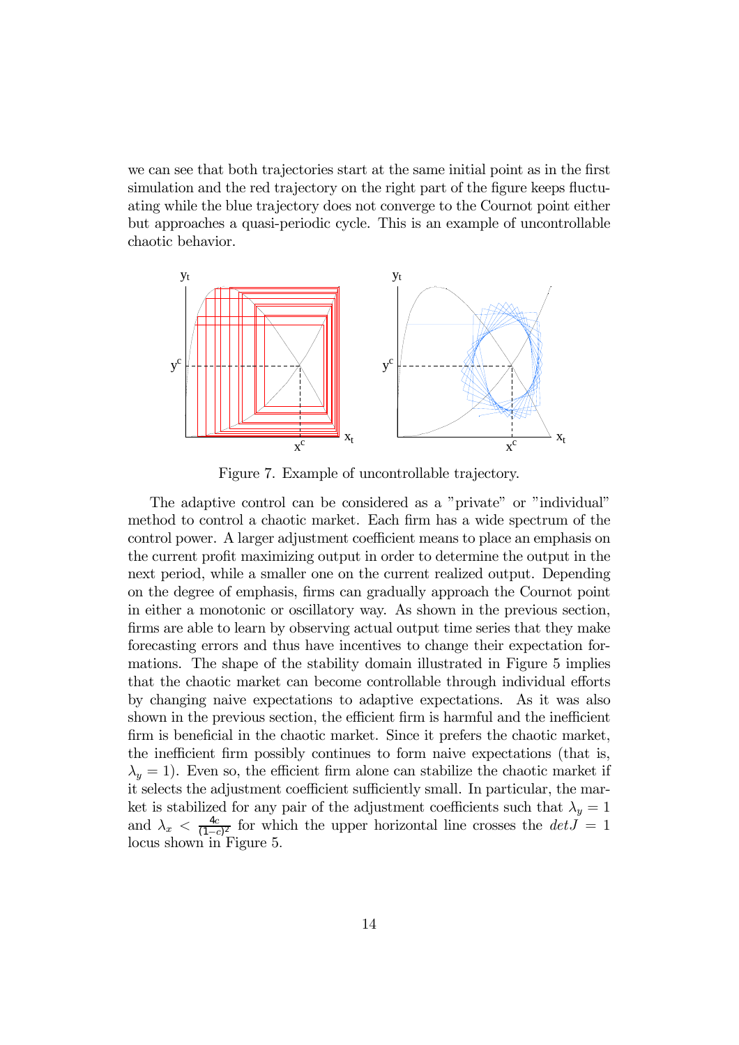we can see that both trajectories start at the same initial point as in the first simulation and the red trajectory on the right part of the figure keeps fluctuating while the blue trajectory does not converge to the Cournot point either but approaches a quasi-periodic cycle. This is an example of uncontrollable chaotic behavior.

$y_t$

$y^c$

$x^c$

$x_t$

$y_t$

$y^c$

$x^c$

$x_t$

Figure 7. Example of uncontrollable trajectory.

The adaptive control can be considered as a "private" or "individual" method to control a chaotic market. Each firm has a wide spectrum of the control power. A larger adjustment coefficient means to place an emphasis on the current profit maximizing output in order to determine the output in the next period, while a smaller one on the current realized output. Depending on the degree of emphasis, firms can gradually approach the Cournot point in either a monotonic or oscillatory way. As shown in the previous section, firms are able to learn by observing actual output time series that they make forecasting errors and thus have incentives to change their expectation formations. The shape of the stability domain illustrated in Figure 5 implies that the chaotic market can become controllable through individual efforts by changing naive expectations to adaptive expectations. As it was also shown in the previous section, the efficient firm is harmful and the inefficient firm is beneficial in the chaotic market. Since it prefers the chaotic market, the inefficient firm possibly continues to form naive expectations (that is, $\lambda_y = 1$). Even so, the efficient firm alone can stabilize the chaotic market if it selects the adjustment coefficient sufficiently small. In particular, the market is stabilized for any pair of the adjustment coefficients such that $\lambda_y = 1$ and $\lambda_x < \frac{4c}{(1-c)^2}$ for which the upper horizontal line crosses the $detJ = 1$ locus shown in Figure 5.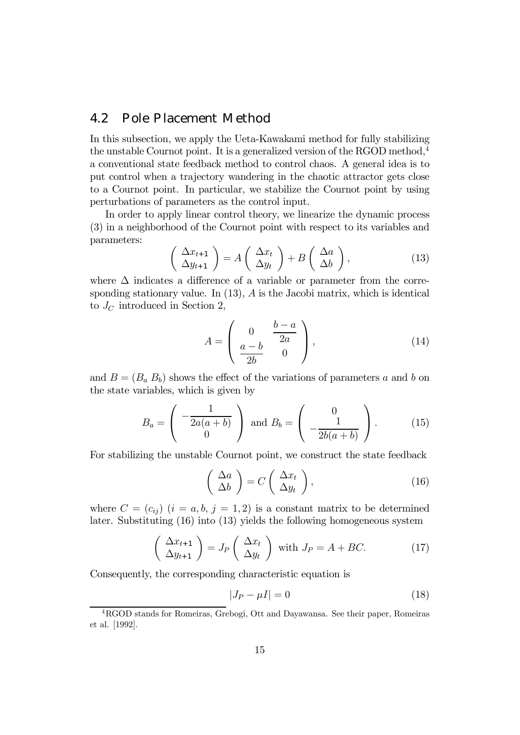## 4.2 Pole Placement Method

In this subsection, we apply the Ueta-Kawakami method for fully stabilizing the unstable Cournot point. It is a generalized version of the RGOD method,[4] a conventional state feedback method to control chaos. A general idea is to put control when a trajectory wandering in the chaotic attractor gets close to a Cournot point. In particular, we stabilize the Cournot point by using perturbations of parameters as the control input.

In order to apply linear control theory, we linearize the dynamic process (3) in a neighborhood of the Cournot point with respect to its variables and parameters:

$$\begin{pmatrix} \Delta x_{t+1} \\ \Delta y_{t+1} \end{pmatrix} = A \begin{pmatrix} \Delta x_t \\ \Delta y_t \end{pmatrix} + B \begin{pmatrix} \Delta a \\ \Delta b \end{pmatrix}, \tag{13}$$

where $\Delta$ indicates a difference of a variable or parameter from the corresponding stationary value. In (13), $A$ is the Jacobi matrix, which is identical to $J_C$ introduced in Section 2,

$$A = \begin{pmatrix} 0 & \dfrac{b-a}{2a} \\ \dfrac{a-b}{2b} & 0 \end{pmatrix}, \tag{14}$$

and $B = (B_a \; B_b)$ shows the effect of the variations of parameters $a$ and $b$ on the state variables, which is given by

$$B_a = \begin{pmatrix} -\dfrac{1}{2a(a+b)} \\ 0 \end{pmatrix} \text{ and } B_b = \begin{pmatrix} 0 \\ -\dfrac{1}{2b(a+b)} \end{pmatrix}. \tag{15}$$

For stabilizing the unstable Cournot point, we construct the state feedback

$$\begin{pmatrix} \Delta a \\ \Delta b \end{pmatrix} = C \begin{pmatrix} \Delta x_t \\ \Delta y_t \end{pmatrix}, \tag{16}$$

where $C = (c_{ij})$ $(i = a, b,\ j = 1, 2)$ is a constant matrix to be determined later. Substituting (16) into (13) yields the following homogeneous system

$$\begin{pmatrix} \Delta x_{t+1} \\ \Delta y_{t+1} \end{pmatrix} = J_P \begin{pmatrix} \Delta x_t \\ \Delta y_t \end{pmatrix} \text{ with } J_P = A + BC. \tag{17}$$

Consequently, the corresponding characteristic equation is

$$|J_P - \mu I| = 0 \tag{18}$$

[4] RGOD stands for Romeiras, Grebogi, Ott and Dayawansa. See their paper, Romeiras et al. [1992].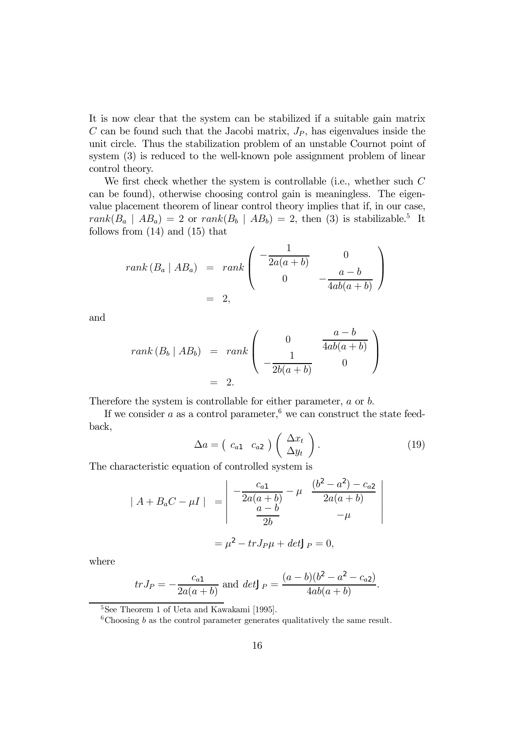It is now clear that the system can be stabilized if a suitable gain matrix $C$ can be found such that the Jacobi matrix, $J_P$, has eigenvalues inside the unit circle. Thus the stabilization problem of an unstable Cournot point of system (3) is reduced to the well-known pole assignment problem of linear control theory.

We first check whether the system is controllable (i.e., whether such $C$ can be found), otherwise choosing control gain is meaningless. The eigenvalue placement theorem of linear control theory implies that if, in our case, $rank(B_a \mid AB_a) = 2$ or $rank(B_b \mid AB_b) = 2$, then (3) is stabilizable.[5] It follows from (14) and (15) that

$$
\begin{aligned}
rank\,(B_a \mid AB_a) &= rank \begin{pmatrix} -\dfrac{1}{2a(a+b)} & 0 \\ 0 & -\dfrac{a-b}{4ab(a+b)} \end{pmatrix} \\
&= 2,
\end{aligned}
$$

and

$$
\begin{aligned}
rank\,(B_b \mid AB_b) &= rank \begin{pmatrix} 0 & \dfrac{a-b}{4ab(a+b)} \\ -\dfrac{1}{2b(a+b)} & 0 \end{pmatrix} \\
&= 2.
\end{aligned}
$$

Therefore the system is controllable for either parameter, $a$ or $b$.

If we consider $a$ as a control parameter,[6] we can construct the state feedback,

$$
\Delta a = \begin{pmatrix} c_{a1} & c_{a2} \end{pmatrix} \begin{pmatrix} \Delta x_t \\ \Delta y_t \end{pmatrix}. \tag{19}
$$

The characteristic equation of controlled system is

$$
\begin{aligned}
\mid A + B_a C - \mu I \mid &= \begin{vmatrix} -\dfrac{c_{a1}}{2a(a+b)} - \mu & \dfrac{(b^2 - a^2) - c_{a2}}{2a(a+b)} \\ \dfrac{a-b}{2b} & -\mu \end{vmatrix} \\
&= \mu^2 - trJ_P\mu + detJ_P = 0,
\end{aligned}
$$

where

$$
trJ_P = -\frac{c_{a1}}{2a(a+b)} \text{ and } detJ_P = \frac{(a-b)(b^2 - a^2 - c_{a2})}{4ab(a+b)}.
$$

[5] See Theorem 1 of Ueta and Kawakami [1995].

[6] Choosing $b$ as the control parameter generates qualitatively the same result.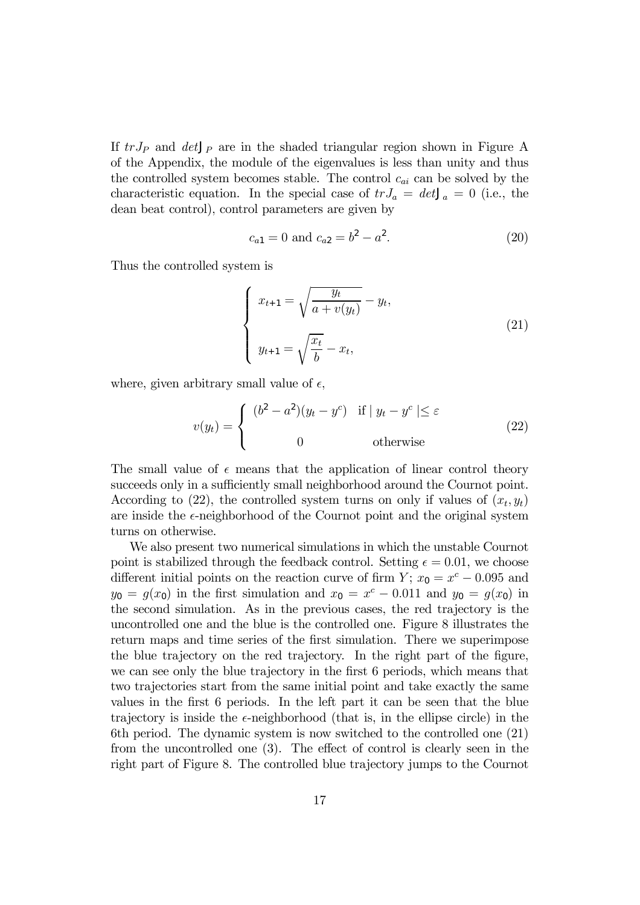If $trJ_P$ and $detJ_P$ are in the shaded triangular region shown in Figure A of the Appendix, the module of the eigenvalues is less than unity and thus the controlled system becomes stable. The control $c_{ai}$ can be solved by the characteristic equation. In the special case of $trJ_a = detJ_a = 0$ (i.e., the dean beat control), control parameters are given by

$$c_{a1} = 0 \text{ and } c_{a2} = b^2 - a^2. \tag{20}$$

Thus the controlled system is

$$\begin{cases} x_{t+1} = \sqrt{\dfrac{y_t}{a + v(y_t)}} - y_t, \\ \\ y_{t+1} = \sqrt{\dfrac{x_t}{b}} - x_t, \end{cases} \tag{21}$$

where, given arbitrary small value of $\epsilon$,

$$v(y_t) = \begin{cases} (b^2 - a^2)(y_t - y^c) & \text{if } | y_t - y^c | \leq \varepsilon \\ \\ 0 & \text{otherwise} \end{cases} \tag{22}$$

The small value of $\epsilon$ means that the application of linear control theory succeeds only in a sufficiently small neighborhood around the Cournot point. According to (22), the controlled system turns on only if values of $(x_t, y_t)$ are inside the $\epsilon$-neighborhood of the Cournot point and the original system turns on otherwise.

We also present two numerical simulations in which the unstable Cournot point is stabilized through the feedback control. Setting $\epsilon = 0.01$, we choose different initial points on the reaction curve of firm $Y$; $x_0 = x^c - 0.095$ and $y_0 = g(x_0)$ in the first simulation and $x_0 = x^c - 0.011$ and $y_0 = g(x_0)$ in the second simulation. As in the previous cases, the red trajectory is the uncontrolled one and the blue is the controlled one. Figure 8 illustrates the return maps and time series of the first simulation. There we superimpose the blue trajectory on the red trajectory. In the right part of the figure, we can see only the blue trajectory in the first 6 periods, which means that two trajectories start from the same initial point and take exactly the same values in the first 6 periods. In the left part it can be seen that the blue trajectory is inside the $\epsilon$-neighborhood (that is, in the ellipse circle) in the 6th period. The dynamic system is now switched to the controlled one (21) from the uncontrolled one (3). The effect of control is clearly seen in the right part of Figure 8. The controlled blue trajectory jumps to the Cournot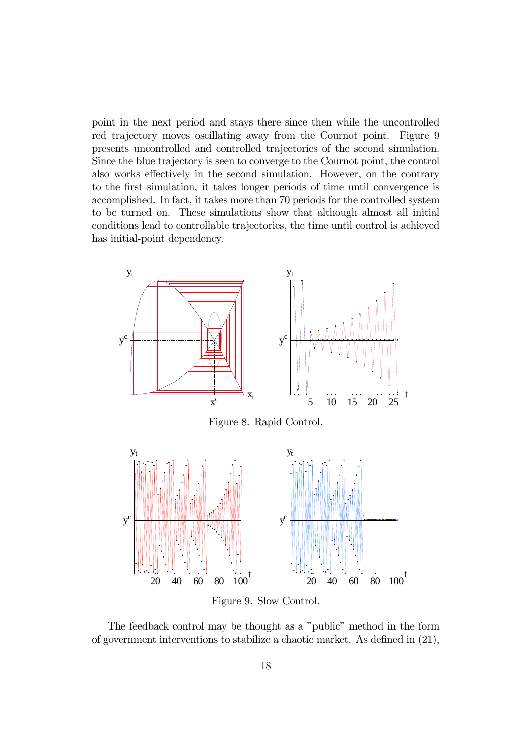point in the next period and stays there since then while the uncontrolled red trajectory moves oscillating away from the Cournot point. Figure 9 presents uncontrolled and controlled trajectories of the second simulation. Since the blue trajectory is seen to converge to the Cournot point, the control also works effectively in the second simulation. However, on the contrary to the first simulation, it takes longer periods of time until convergence is accomplished. In fact, it takes more than 70 periods for the controlled system to be turned on. These simulations show that although almost all initial conditions lead to controllable trajectories, the time until control is achieved has initial-point dependency.

$y_t$
$y^c$
$x_t$
$x^c$

$y_t$
$y^c$
t
5 10 15 20 25

Figure 8. Rapid Control.

$y_t$
$y^c$
t
20 40 60 80 100

$y_t$
$y^c$
t
20 40 60 80 100

Figure 9. Slow Control.

The feedback control may be thought as a "public" method in the form of government interventions to stabilize a chaotic market. As defined in (21),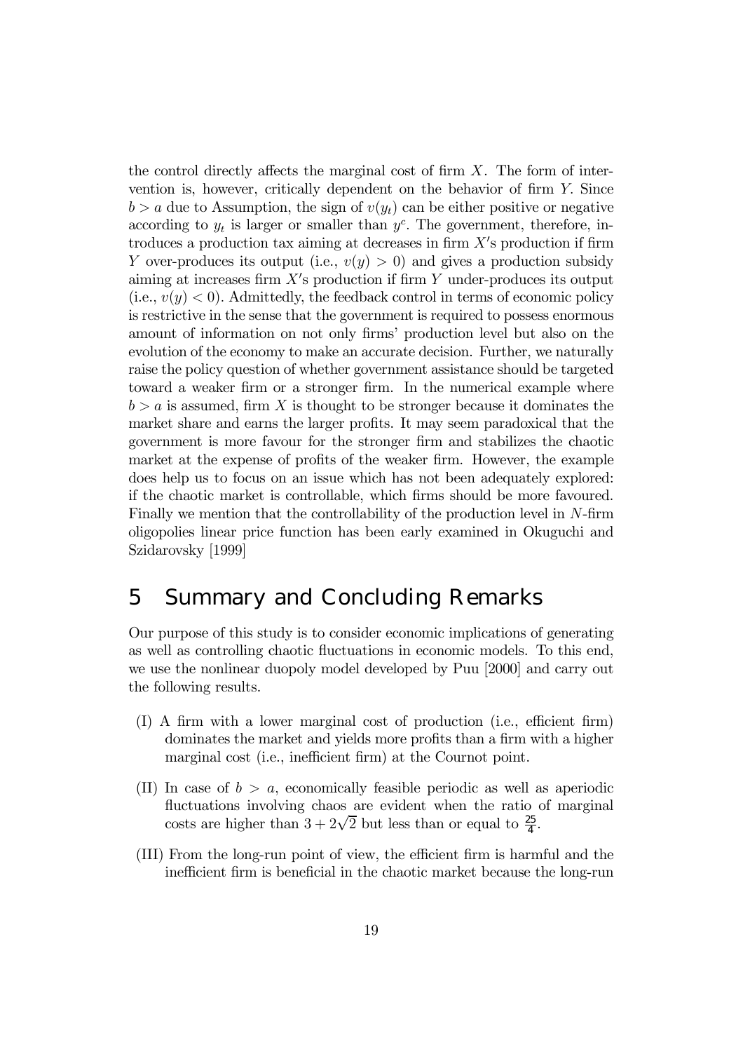the control directly affects the marginal cost of firm $X$. The form of intervention is, however, critically dependent on the behavior of firm $Y$. Since $b > a$ due to Assumption, the sign of $v(y_t)$ can be either positive or negative according to $y_t$ is larger or smaller than $y^c$. The government, therefore, introduces a production tax aiming at decreases in firm $X'$s production if firm $Y$ over-produces its output (i.e., $v(y) > 0$) and gives a production subsidy aiming at increases firm $X'$s production if firm $Y$ under-produces its output (i.e., $v(y) < 0$). Admittedly, the feedback control in terms of economic policy is restrictive in the sense that the government is required to possess enormous amount of information on not only firms' production level but also on the evolution of the economy to make an accurate decision. Further, we naturally raise the policy question of whether government assistance should be targeted toward a weaker firm or a stronger firm. In the numerical example where $b > a$ is assumed, firm $X$ is thought to be stronger because it dominates the market share and earns the larger profits. It may seem paradoxical that the government is more favour for the stronger firm and stabilizes the chaotic market at the expense of profits of the weaker firm. However, the example does help us to focus on an issue which has not been adequately explored: if the chaotic market is controllable, which firms should be more favoured. Finally we mention that the controllability of the production level in $N$-firm oligopolies linear price function has been early examined in Okuguchi and Szidarovsky [1999]

# 5 Summary and Concluding Remarks

Our purpose of this study is to consider economic implications of generating as well as controlling chaotic fluctuations in economic models. To this end, we use the nonlinear duopoly model developed by Puu [2000] and carry out the following results.

(I) A firm with a lower marginal cost of production (i.e., efficient firm) dominates the market and yields more profits than a firm with a higher marginal cost (i.e., inefficient firm) at the Cournot point.

(II) In case of $b > a$, economically feasible periodic as well as aperiodic fluctuations involving chaos are evident when the ratio of marginal costs are higher than $3 + 2\sqrt{2}$ but less than or equal to $\frac{25}{4}$.

(III) From the long-run point of view, the efficient firm is harmful and the inefficient firm is beneficial in the chaotic market because the long-run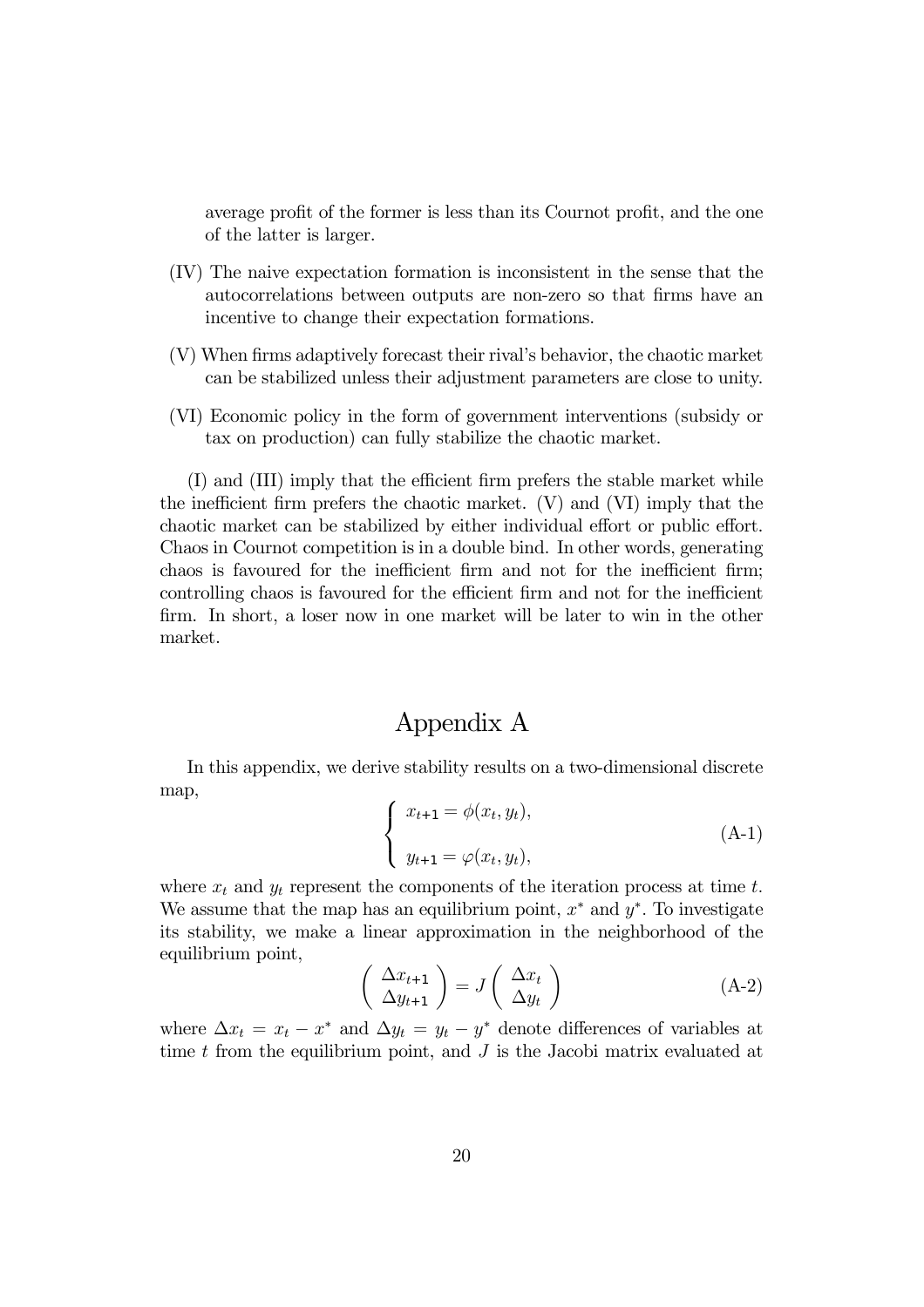average profit of the former is less than its Cournot profit, and the one of the latter is larger.

(IV) The naive expectation formation is inconsistent in the sense that the autocorrelations between outputs are non-zero so that firms have an incentive to change their expectation formations.

(V) When firms adaptively forecast their rival's behavior, the chaotic market can be stabilized unless their adjustment parameters are close to unity.

(VI) Economic policy in the form of government interventions (subsidy or tax on production) can fully stabilize the chaotic market.

(I) and (III) imply that the efficient firm prefers the stable market while the inefficient firm prefers the chaotic market. (V) and (VI) imply that the chaotic market can be stabilized by either individual effort or public effort. Chaos in Cournot competition is in a double bind. In other words, generating chaos is favoured for the inefficient firm and not for the inefficient firm; controlling chaos is favoured for the efficient firm and not for the inefficient firm. In short, a loser now in one market will be later to win in the other market.

# Appendix A

In this appendix, we derive stability results on a two-dimensional discrete map,

$$\begin{cases} x_{t+1} = \phi(x_t, y_t), \\ \\ y_{t+1} = \varphi(x_t, y_t), \end{cases} \tag{A-1}$$

where $x_t$ and $y_t$ represent the components of the iteration process at time $t$. We assume that the map has an equilibrium point, $x^*$ and $y^*$. To investigate its stability, we make a linear approximation in the neighborhood of the equilibrium point,

$$\begin{pmatrix} \Delta x_{t+1} \\ \Delta y_{t+1} \end{pmatrix} = J \begin{pmatrix} \Delta x_t \\ \Delta y_t \end{pmatrix} \tag{A-2}$$

where $\Delta x_t = x_t - x^*$ and $\Delta y_t = y_t - y^*$ denote differences of variables at time $t$ from the equilibrium point, and $J$ is the Jacobi matrix evaluated at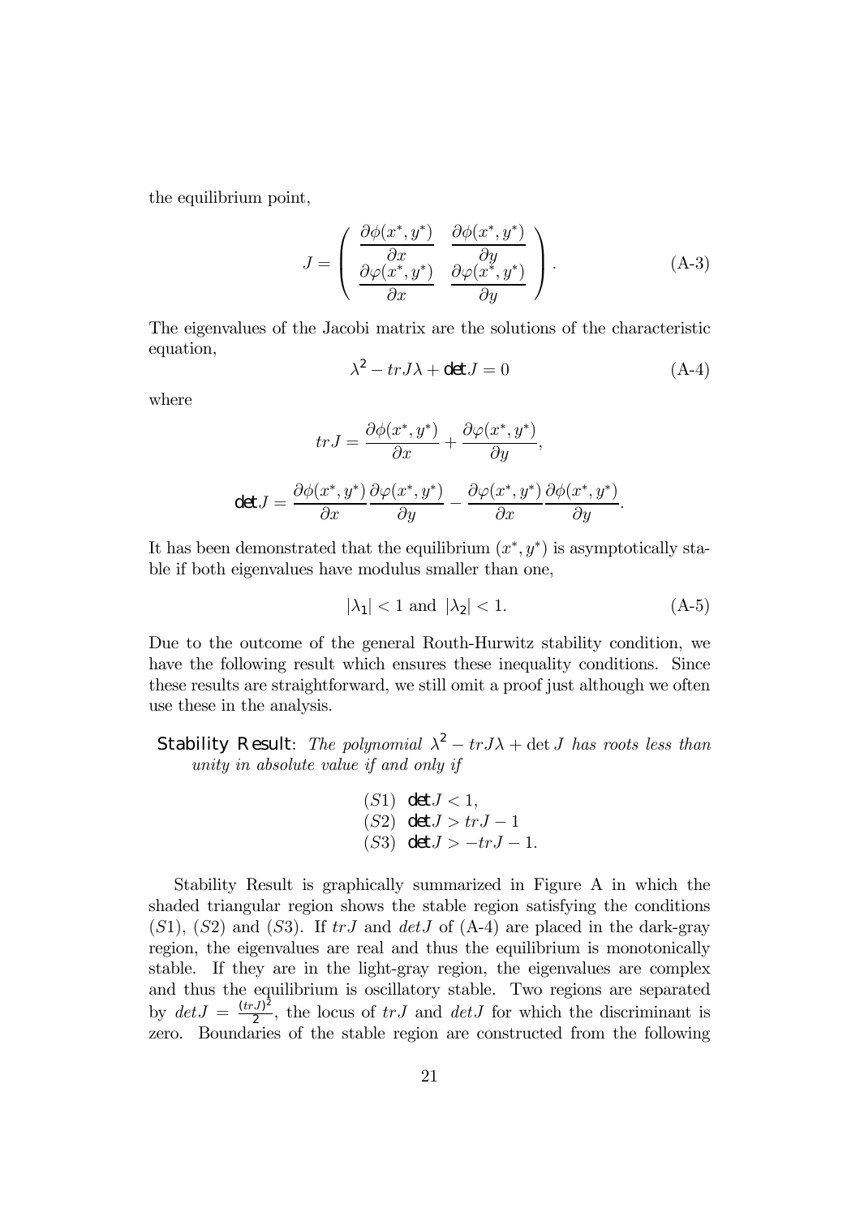the equilibrium point,

$$J = \begin{pmatrix} \frac{\partial \phi(x^*, y^*)}{\partial x} & \frac{\partial \phi(x^*, y^*)}{\partial y} \\ \frac{\partial \varphi(x^*, y^*)}{\partial x} & \frac{\partial \varphi(x^*, y^*)}{\partial y} \end{pmatrix}. \tag{A-3}$$

The eigenvalues of the Jacobi matrix are the solutions of the characteristic equation,

$$\lambda^2 - trJ\lambda + \det J = 0 \tag{A-4}$$

where

$$trJ = \frac{\partial \phi(x^*, y^*)}{\partial x} + \frac{\partial \varphi(x^*, y^*)}{\partial y},$$

$$\det J = \frac{\partial \phi(x^*, y^*)}{\partial x}\frac{\partial \varphi(x^*, y^*)}{\partial y} - \frac{\partial \varphi(x^*, y^*)}{\partial x}\frac{\partial \phi(x^*, y^*)}{\partial y}.$$

It has been demonstrated that the equilibrium $(x^*, y^*)$ is asymptotically stable if both eigenvalues have modulus smaller than one,

$$|\lambda_1| < 1 \text{ and } |\lambda_2| < 1. \tag{A-5}$$

Due to the outcome of the general Routh-Hurwitz stability condition, we have the following result which ensures these inequality conditions. Since these results are straightforward, we still omit a proof just although we often use these in the analysis.

**Stability Result**: *The polynomial $\lambda^2 - trJ\lambda + \det J$ has roots less than unity in absolute value if and only if*

$$(S1) \quad \det J < 1,$$
$$(S2) \quad \det J > trJ - 1$$
$$(S3) \quad \det J > -trJ - 1.$$

Stability Result is graphically summarized in Figure A in which the shaded triangular region shows the stable region satisfying the conditions $(S1)$, $(S2)$ and $(S3)$. If $trJ$ and $detJ$ of (A-4) are placed in the dark-gray region, the eigenvalues are real and thus the equilibrium is monotonically stable. If they are in the light-gray region, the eigenvalues are complex and thus the equilibrium is oscillatory stable. Two regions are separated by $detJ = \frac{(trJ)^2}{2}$, the locus of $trJ$ and $detJ$ for which the discriminant is zero. Boundaries of the stable region are constructed from the following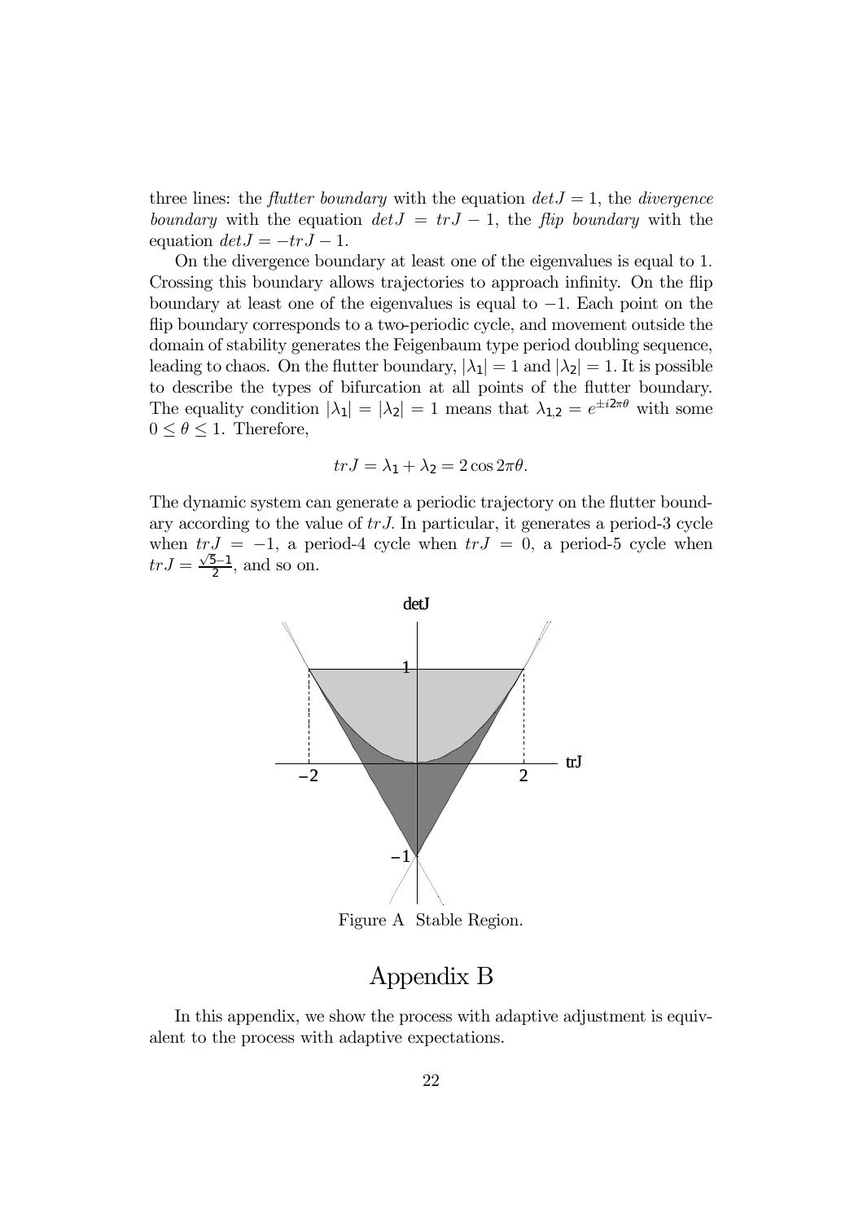three lines: the *flutter boundary* with the equation $detJ = 1$, the *divergence boundary* with the equation $detJ = trJ - 1$, the *flip boundary* with the equation $detJ = -trJ - 1$.

On the divergence boundary at least one of the eigenvalues is equal to 1. Crossing this boundary allows trajectories to approach infinity. On the flip boundary at least one of the eigenvalues is equal to $-1$. Each point on the flip boundary corresponds to a two-periodic cycle, and movement outside the domain of stability generates the Feigenbaum type period doubling sequence, leading to chaos. On the flutter boundary, $|\lambda_1| = 1$ and $|\lambda_2| = 1$. It is possible to describe the types of bifurcation at all points of the flutter boundary. The equality condition $|\lambda_1| = |\lambda_2| = 1$ means that $\lambda_{1,2} = e^{\pm i2\pi\theta}$ with some $0 \leq \theta \leq 1$. Therefore,

$$trJ = \lambda_1 + \lambda_2 = 2\cos 2\pi\theta.$$

The dynamic system can generate a periodic trajectory on the flutter boundary according to the value of $trJ$. In particular, it generates a period-3 cycle when $trJ = -1$, a period-4 cycle when $trJ = 0$, a period-5 cycle when $trJ = \frac{\sqrt{5}-1}{2}$, and so on.

detJ
1
−2
2
trJ
−1

Figure A Stable Region.

# Appendix B

In this appendix, we show the process with adaptive adjustment is equivalent to the process with adaptive expectations.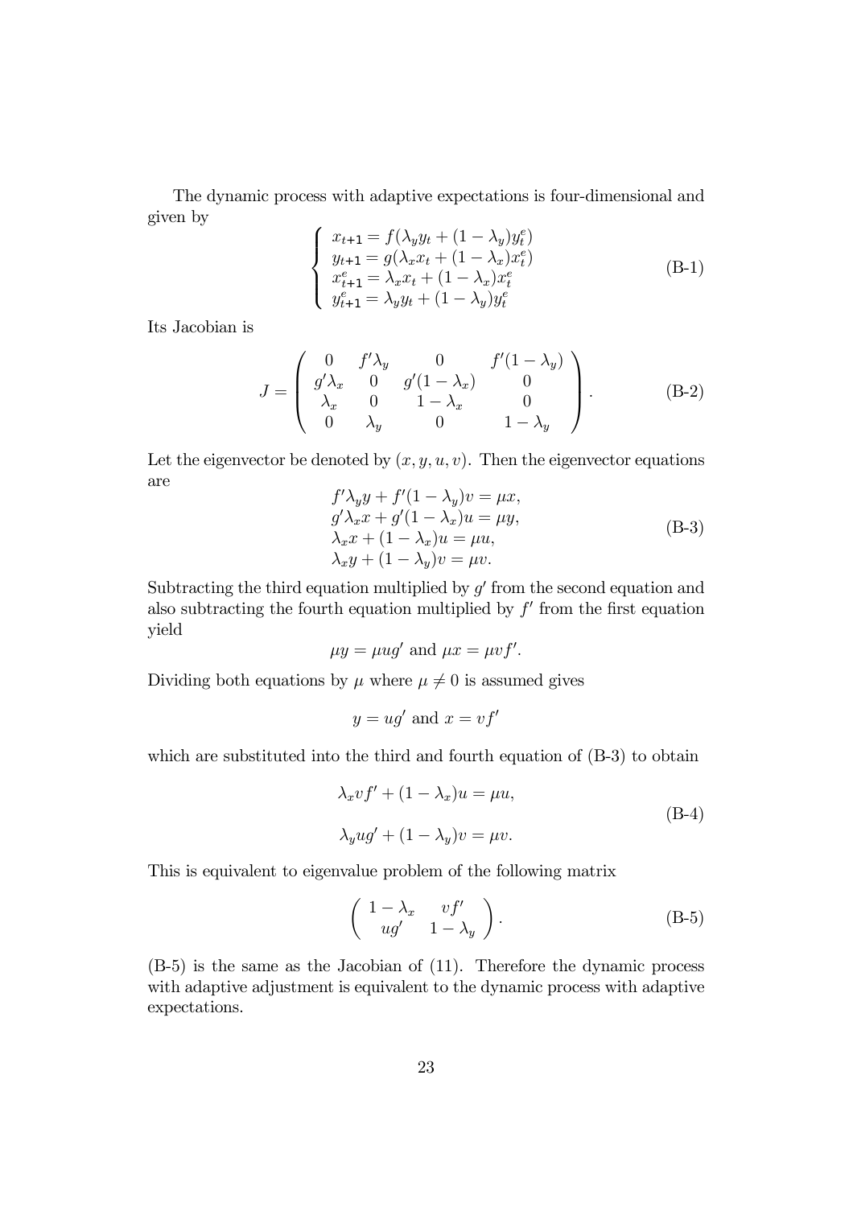The dynamic process with adaptive expectations is four-dimensional and given by

$$\left\{ \begin{array}{l} x_{t+1} = f(\lambda_y y_t + (1-\lambda_y) y_t^e) \\ y_{t+1} = g(\lambda_x x_t + (1-\lambda_x) x_t^e) \\ x_{t+1}^e = \lambda_x x_t + (1-\lambda_x) x_t^e \\ y_{t+1}^e = \lambda_y y_t + (1-\lambda_y) y_t^e \end{array} \right. \tag{B-1}$$

Its Jacobian is

$$J = \left( \begin{array}{cccc} 0 & f'\lambda_y & 0 & f'(1-\lambda_y) \\ g'\lambda_x & 0 & g'(1-\lambda_x) & 0 \\ \lambda_x & 0 & 1-\lambda_x & 0 \\ 0 & \lambda_y & 0 & 1-\lambda_y \end{array} \right). \tag{B-2}$$

Let the eigenvector be denoted by $(x, y, u, v)$. Then the eigenvector equations are

$$\begin{array}{l} f'\lambda_y y + f'(1-\lambda_y)v = \mu x, \\ g'\lambda_x x + g'(1-\lambda_x)u = \mu y, \\ \lambda_x x + (1-\lambda_x)u = \mu u, \\ \lambda_x y + (1-\lambda_y)v = \mu v. \end{array} \tag{B-3}$$

Subtracting the third equation multiplied by $g'$ from the second equation and also subtracting the fourth equation multiplied by $f'$ from the first equation yield

$$\mu y = \mu u g' \text{ and } \mu x = \mu v f'.$$

Dividing both equations by $\mu$ where $\mu \neq 0$ is assumed gives

$$y = ug' \text{ and } x = vf'$$

which are substituted into the third and fourth equation of (B-3) to obtain

$$\begin{array}{l} \lambda_x v f' + (1-\lambda_x)u = \mu u, \\ \\ \lambda_y u g' + (1-\lambda_y)v = \mu v. \end{array} \tag{B-4}$$

This is equivalent to eigenvalue problem of the following matrix

$$\left( \begin{array}{cc} 1-\lambda_x & vf' \\ ug' & 1-\lambda_y \end{array} \right). \tag{B-5}$$

(B-5) is the same as the Jacobian of (11). Therefore the dynamic process with adaptive adjustment is equivalent to the dynamic process with adaptive expectations.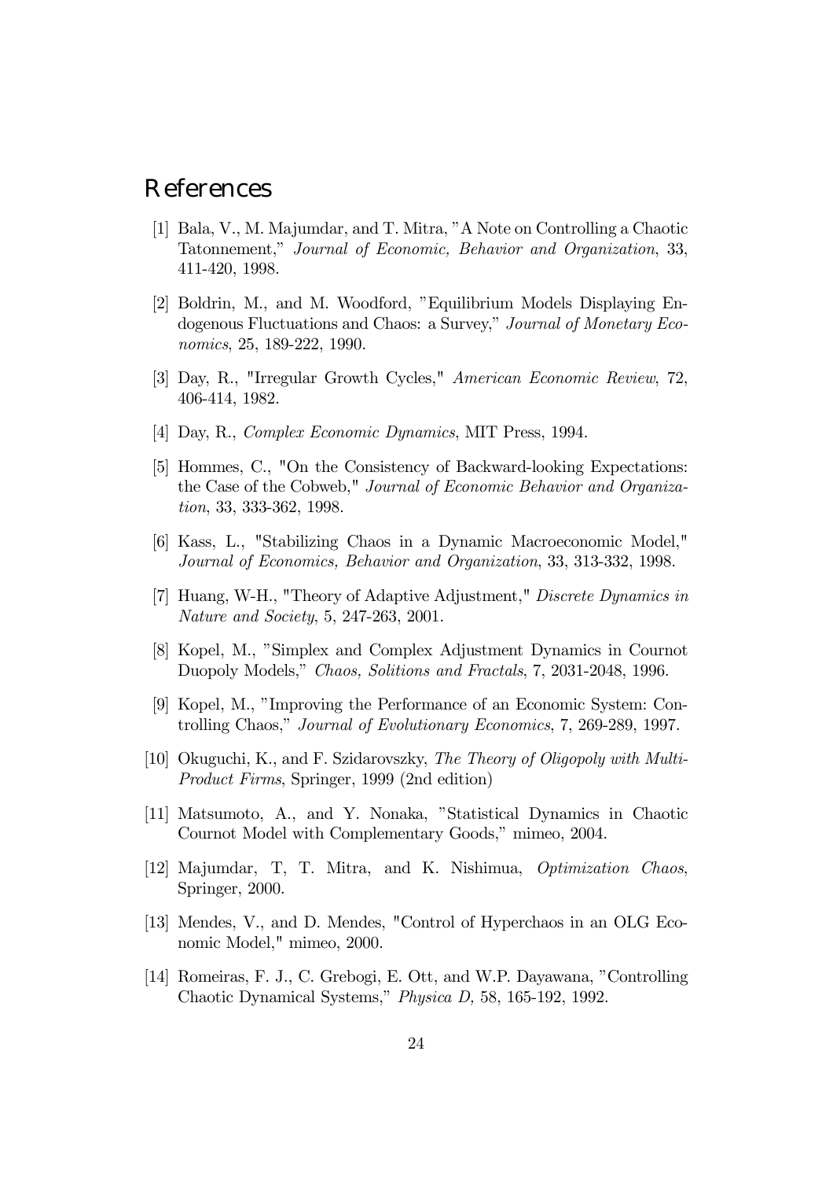# References

[1] Bala, V., M. Majumdar, and T. Mitra, "A Note on Controlling a Chaotic Tatonnement," *Journal of Economic, Behavior and Organization*, 33, 411-420, 1998.

[2] Boldrin, M., and M. Woodford, "Equilibrium Models Displaying Endogenous Fluctuations and Chaos: a Survey," *Journal of Monetary Economics*, 25, 189-222, 1990.

[3] Day, R., "Irregular Growth Cycles," *American Economic Review*, 72, 406-414, 1982.

[4] Day, R., *Complex Economic Dynamics*, MIT Press, 1994.

[5] Hommes, C., "On the Consistency of Backward-looking Expectations: the Case of the Cobweb," *Journal of Economic Behavior and Organization*, 33, 333-362, 1998.

[6] Kass, L., "Stabilizing Chaos in a Dynamic Macroeconomic Model," *Journal of Economics, Behavior and Organization*, 33, 313-332, 1998.

[7] Huang, W-H., "Theory of Adaptive Adjustment," *Discrete Dynamics in Nature and Society*, 5, 247-263, 2001.

[8] Kopel, M., "Simplex and Complex Adjustment Dynamics in Cournot Duopoly Models," *Chaos, Solitions and Fractals*, 7, 2031-2048, 1996.

[9] Kopel, M., "Improving the Performance of an Economic System: Controlling Chaos," *Journal of Evolutionary Economics*, 7, 269-289, 1997.

[10] Okuguchi, K., and F. Szidarovszky, *The Theory of Oligopoly with Multi-Product Firms*, Springer, 1999 (2nd edition)

[11] Matsumoto, A., and Y. Nonaka, "Statistical Dynamics in Chaotic Cournot Model with Complementary Goods," mimeo, 2004.

[12] Majumdar, T, T. Mitra, and K. Nishimua, *Optimization Chaos*, Springer, 2000.

[13] Mendes, V., and D. Mendes, "Control of Hyperchaos in an OLG Economic Model," mimeo, 2000.

[14] Romeiras, F. J., C. Grebogi, E. Ott, and W.P. Dayawana, "Controlling Chaotic Dynamical Systems," *Physica D,* 58, 165-192, 1992.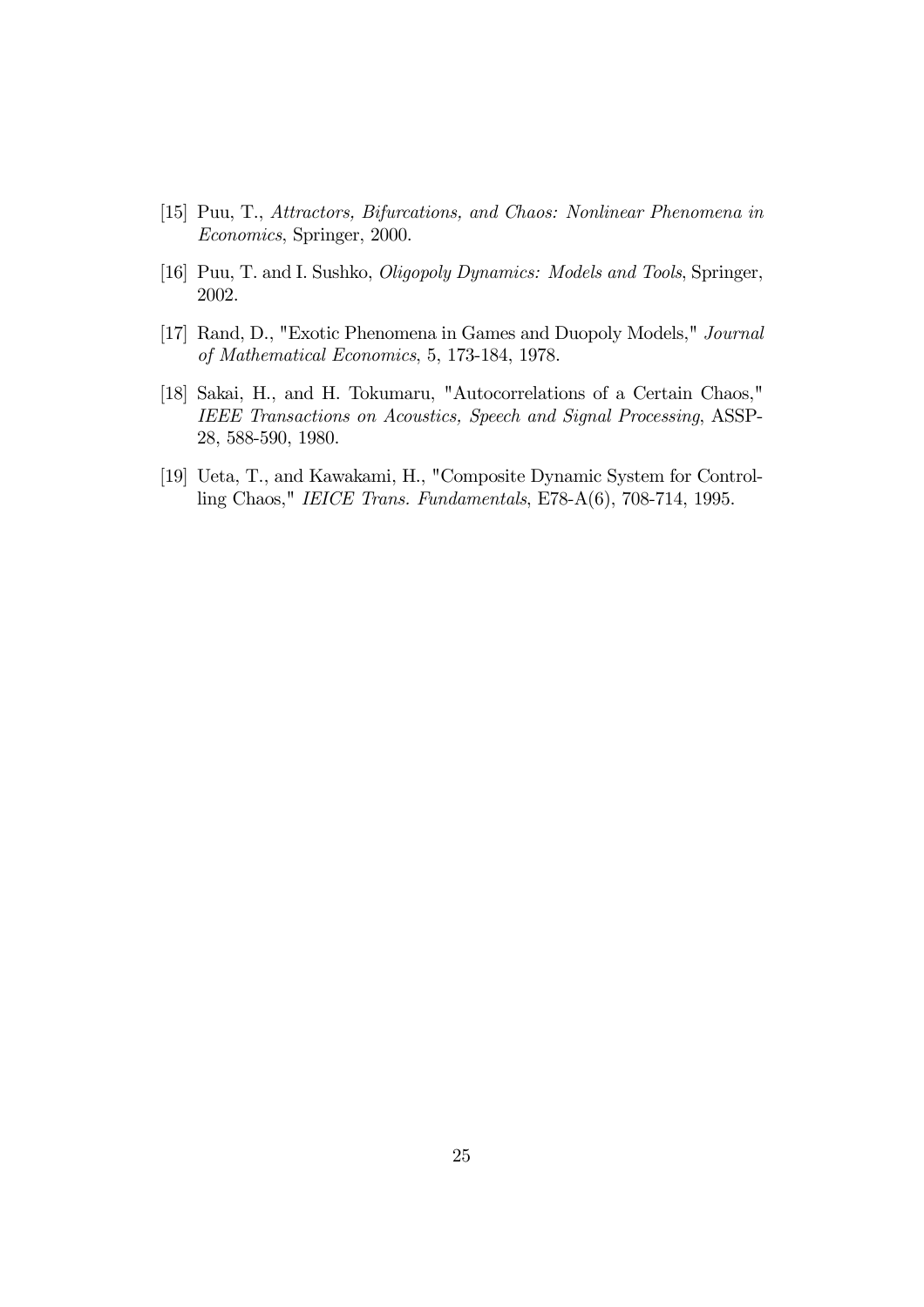[15] Puu, T., *Attractors, Bifurcations, and Chaos: Nonlinear Phenomena in Economics*, Springer, 2000.

[16] Puu, T. and I. Sushko, *Oligopoly Dynamics: Models and Tools*, Springer, 2002.

[17] Rand, D., "Exotic Phenomena in Games and Duopoly Models," *Journal of Mathematical Economics*, 5, 173-184, 1978.

[18] Sakai, H., and H. Tokumaru, "Autocorrelations of a Certain Chaos," *IEEE Transactions on Acoustics, Speech and Signal Processing*, ASSP-28, 588-590, 1980.

[19] Ueta, T., and Kawakami, H., "Composite Dynamic System for Controlling Chaos," *IEICE Trans. Fundamentals*, E78-A(6), 708-714, 1995.